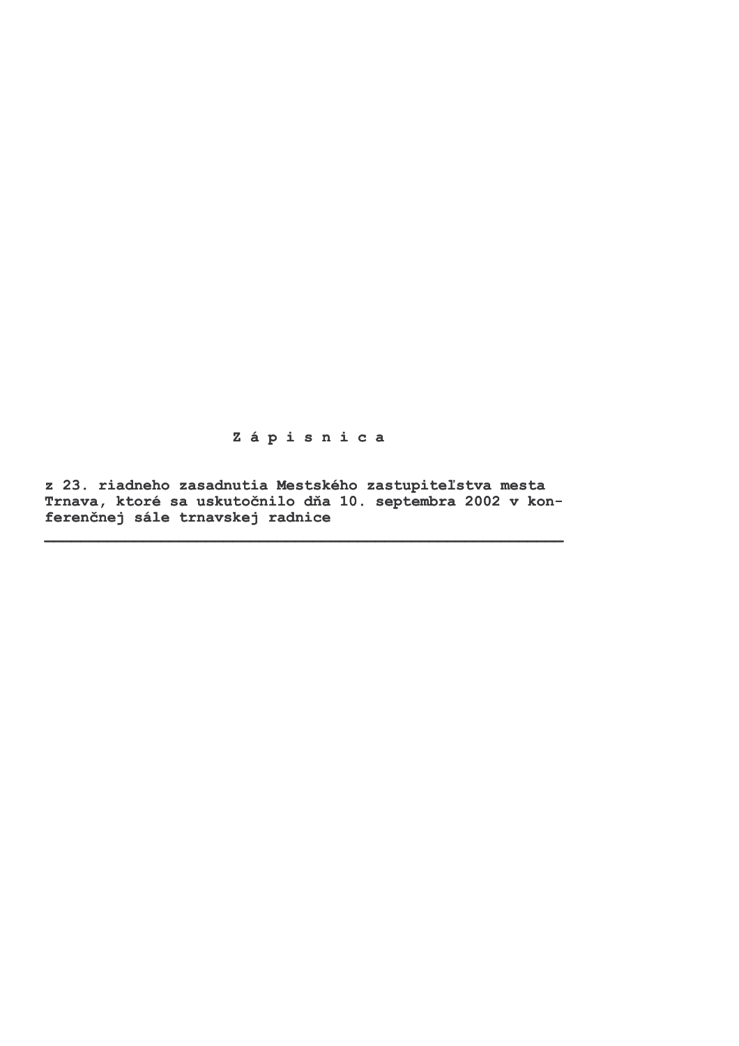# Z á p i s n i c a

**z 23. riadneho zasadnutia Mestského zastupiteľstva mesta Trnava, ktoré sa uskutočnilo dňa 10. septembra 2002 v konferenčnej sále trnavskej radnice**

---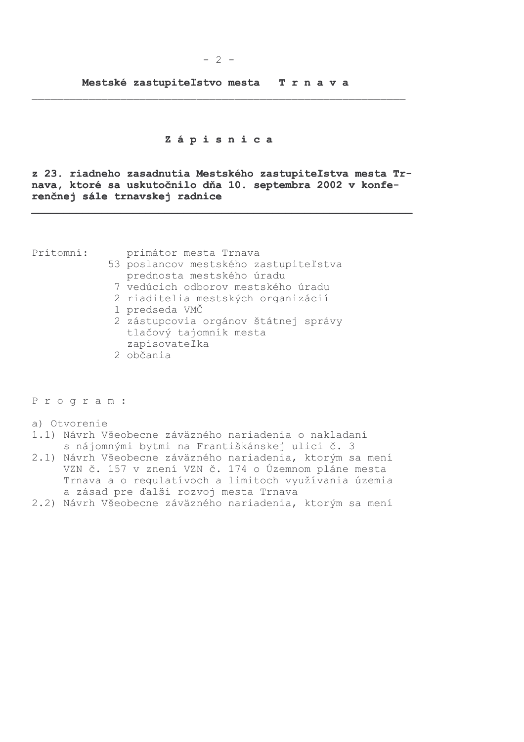**Mestské zastupiteľstvo mesta T r n a v a**

---

# Z á p i s n i c a

**z 23. riadneho zasadnutia Mestského zastupiteľstva mesta Trnava, ktoré sa uskutočnilo dňa 10. septembra 2002 v konferenčnej sále trnavskej radnice**

---

Prítomní:
- primátor mesta Trnava
- 53 poslancov mestského zastupiteľstva
- prednosta mestského úradu
- 7 vedúcich odborov mestského úradu
- 2 riaditelia mestských organizácií
- 1 predseda VMČ
- 2 zástupcovia orgánov štátnej správy
- tlačový tajomník mesta
- zapisovateľka
- 2 občania

P r o g r a m :

a) Otvorenie
1.1) Návrh Všeobecne záväzného nariadenia o nakladaní s nájomnými bytmi na Františkánskej ulici č. 3
2.1) Návrh Všeobecne záväzného nariadenia, ktorým sa mení VZN č. 157 v znení VZN č. 174 o Územnom pláne mesta Trnava a o regulatívoch a limitoch využívania územia a zásad pre ďalší rozvoj mesta Trnava
2.2) Návrh Všeobecne záväzného nariadenia, ktorým sa mení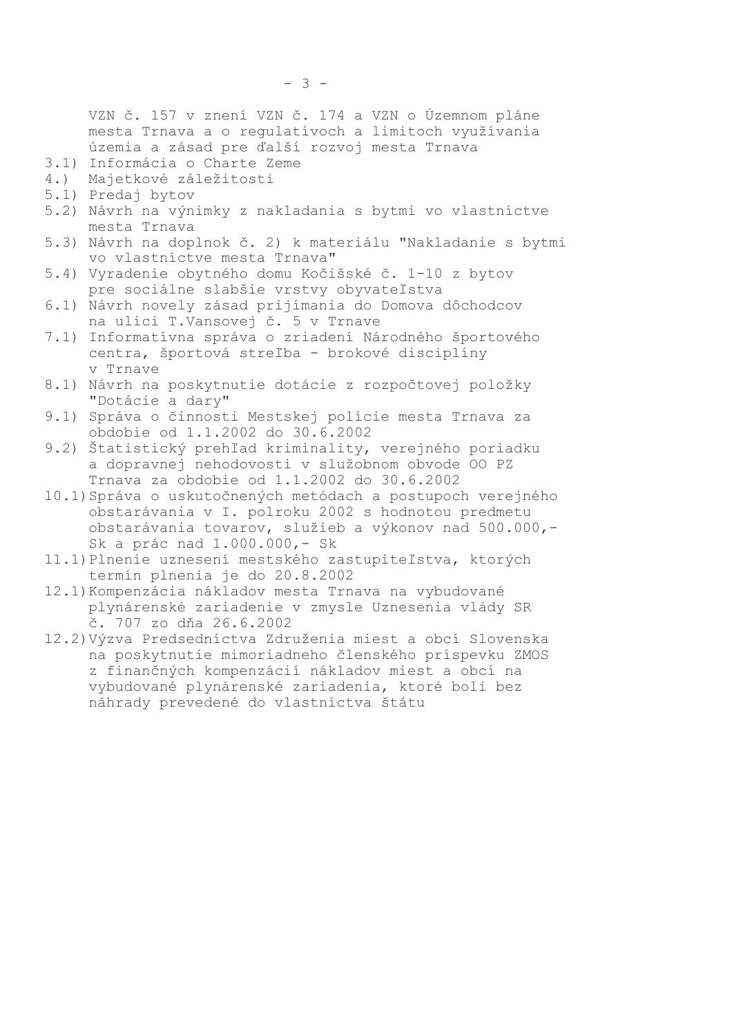VZN č. 157 v znení VZN č. 174 a VZN o Územnom pláne mesta Trnava a o regulatívoch a limitoch využívania územia a zásad pre ďalší rozvoj mesta Trnava

3.1) Informácia o Charte Zeme

4.) Majetkové záležitosti

5.1) Predaj bytov

5.2) Návrh na výnimky z nakladania s bytmi vo vlastníctve mesta Trnava

5.3) Návrh na doplnok č. 2) k materiálu "Nakladanie s bytmi vo vlastníctve mesta Trnava"

5.4) Vyradenie obytného domu Kočišské č. 1-10 z bytov pre sociálne slabšie vrstvy obyvateľstva

6.1) Návrh novely zásad prijímania do Domova dôchodcov na ulici T.Vansovej č. 5 v Trnave

7.1) Informatívna správa o zriadení Národného športového centra, športová streľba - brokové disciplíny v Trnave

8.1) Návrh na poskytnutie dotácie z rozpočtovej položky "Dotácie a dary"

9.1) Správa o činnosti Mestskej polície mesta Trnava za obdobie od 1.1.2002 do 30.6.2002

9.2) Štatistický prehľad kriminality, verejného poriadku a dopravnej nehodovosti v služobnom obvode OO PZ Trnava za obdobie od 1.1.2002 do 30.6.2002

10.1) Správa o uskutočnených metódach a postupoch verejného obstarávania v I. polroku 2002 s hodnotou predmetu obstarávania tovarov, služieb a výkonov nad 500.000,- Sk a prác nad 1.000.000,- Sk

11.1) Plnenie uznesení mestského zastupiteľstva, ktorých termín plnenia je do 20.8.2002

12.1) Kompenzácia nákladov mesta Trnava na vybudované plynárenské zariadenie v zmysle Uznesenia vlády SR č. 707 zo dňa 26.6.2002

12.2) Výzva Predsedníctva Združenia miest a obcí Slovenska na poskytnutie mimoriadneho členského príspevku ZMOS z finančných kompenzácií nákladov miest a obcí na vybudované plynárenské zariadenia, ktoré boli bez náhrady prevedené do vlastníctva štátu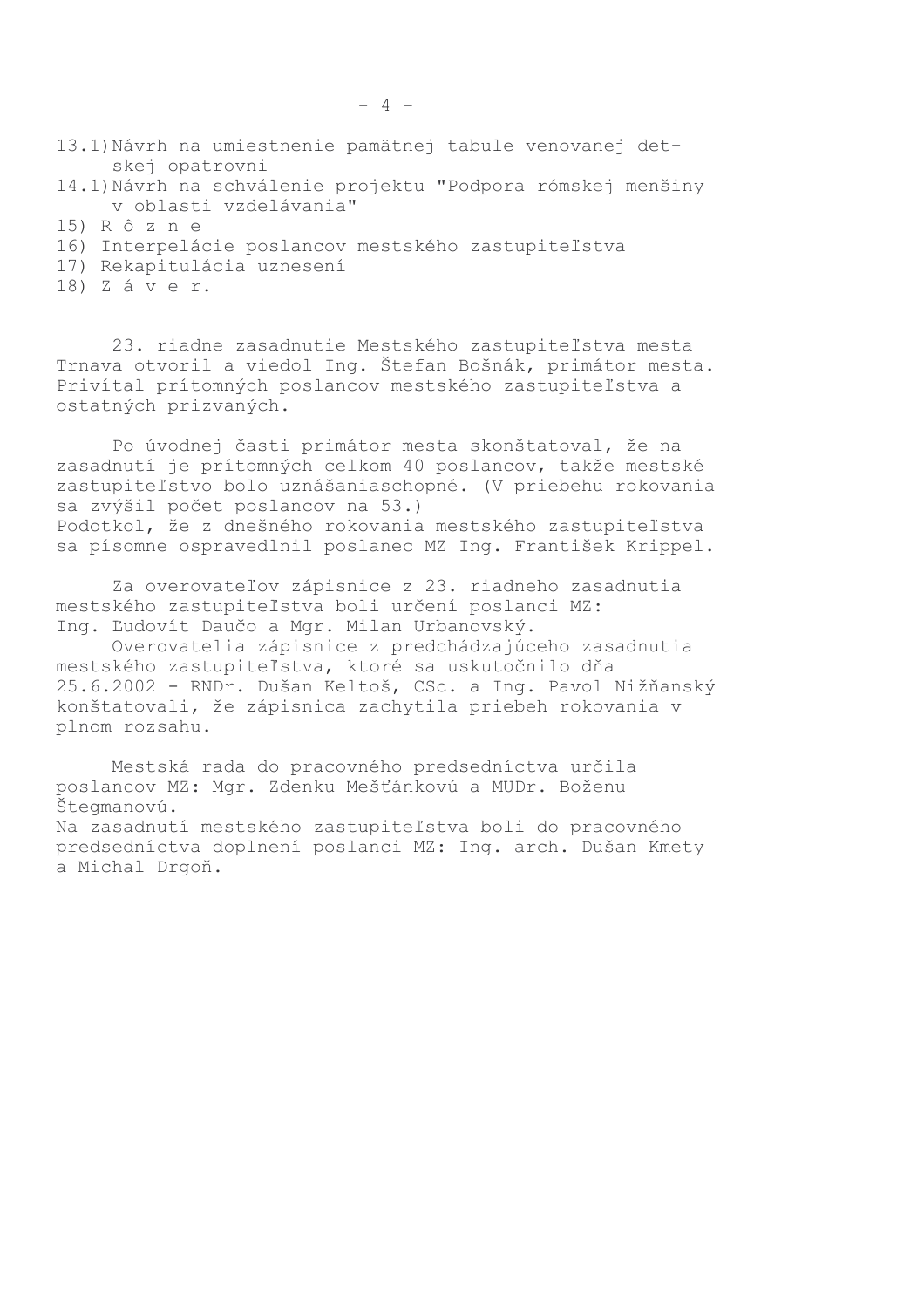13.1) Návrh na umiestnenie pamätnej tabule venovanej detskej opatrovni
14.1) Návrh na schválenie projektu "Podpora rómskej menšiny v oblasti vzdelávania"
15) R ô z n e
16) Interpelácie poslancov mestského zastupiteľstva
17) Rekapitulácia uznesení
18) Z á v e r.

23. riadne zasadnutie Mestského zastupiteľstva mesta Trnava otvoril a viedol Ing. Štefan Bošnák, primátor mesta. Privítal prítomných poslancov mestského zastupiteľstva a ostatných prizvaných.

Po úvodnej časti primátor mesta skonštatoval, že na zasadnutí je prítomných celkom 40 poslancov, takže mestské zastupiteľstvo bolo uznášaniaschopné. (V priebehu rokovania sa zvýšil počet poslancov na 53.)
Podotkol, že z dnešného rokovania mestského zastupiteľstva sa písomne ospravedlnil poslanec MZ Ing. František Krippel.

Za overovateľov zápisnice z 23. riadneho zasadnutia mestského zastupiteľstva boli určení poslanci MZ: Ing. Ľudovít Daučo a Mgr. Milan Urbanovský.
Overovatelia zápisnice z predchádzajúceho zasadnutia mestského zastupiteľstva, ktoré sa uskutočnilo dňa 25.6.2002 - RNDr. Dušan Keltoš, CSc. a Ing. Pavol Nižňanský konštatovali, že zápisnica zachytila priebeh rokovania v plnom rozsahu.

Mestská rada do pracovného predsedníctva určila poslancov MZ: Mgr. Zdenku Mešťánkovú a MUDr. Boženu Štegmanovú.
Na zasadnutí mestského zastupiteľstva boli do pracovného predsedníctva doplnení poslanci MZ: Ing. arch. Dušan Kmety a Michal Drgoň.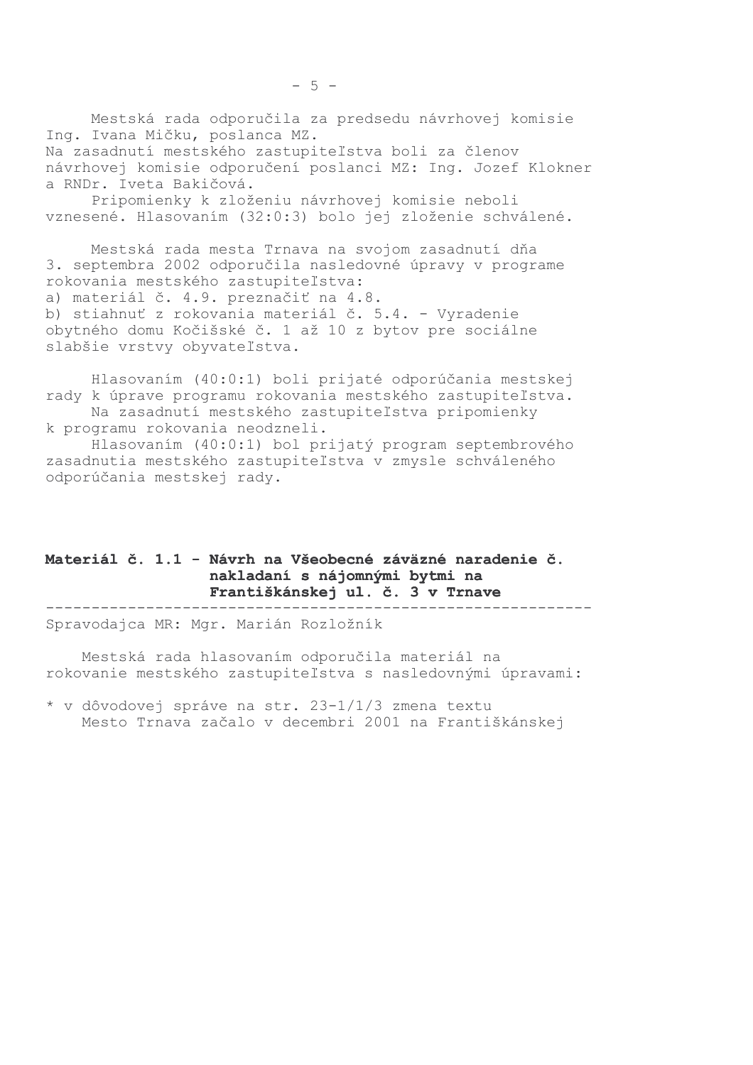Mestská rada odporučila za predsedu návrhovej komisie Ing. Ivana Mičku, poslanca MZ.
Na zasadnutí mestského zastupiteľstva boli za členov návrhovej komisie odporučení poslanci MZ: Ing. Jozef Klokner a RNDr. Iveta Bakičová.

Pripomienky k zloženiu návrhovej komisie neboli vznesené. Hlasovaním (32:0:3) bolo jej zloženie schválené.

Mestská rada mesta Trnava na svojom zasadnutí dňa 3. septembra 2002 odporučila nasledovné úpravy v programe rokovania mestského zastupiteľstva:
a) materiál č. 4.9. preznačiť na 4.8.
b) stiahnuť z rokovania materiál č. 5.4. - Vyradenie obytného domu Kočišské č. 1 až 10 z bytov pre sociálne slabšie vrstvy obyvateľstva.

Hlasovaním (40:0:1) boli prijaté odporúčania mestskej rady k úprave programu rokovania mestského zastupiteľstva.

Na zasadnutí mestského zastupiteľstva pripomienky k programu rokovania neodzneli.

Hlasovaním (40:0:1) bol prijatý program septembrového zasadnutia mestského zastupiteľstva v zmysle schváleného odporúčania mestskej rady.

**Materiál č. 1.1 - Návrh na Všeobecné záväzné naradenie č. nakladaní s nájomnými bytmi na Františkánskej ul. č. 3 v Trnave**

---

Spravodajca MR: Mgr. Marián Rozložník

Mestská rada hlasovaním odporučila materiál na rokovanie mestského zastupiteľstva s nasledovnými úpravami:

* v dôvodovej správe na str. 23-1/1/3 zmena textu
  Mesto Trnava začalo v decembri 2001 na Františkánskej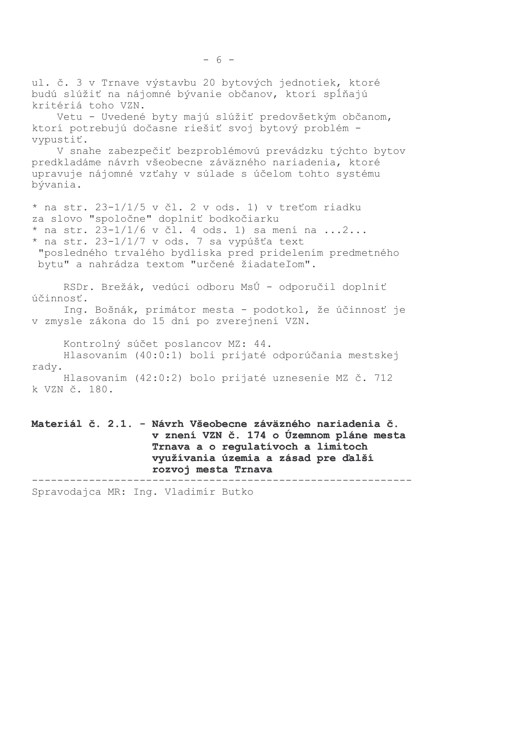ul. č. 3 v Trnave výstavbu 20 bytových jednotiek, ktoré budú slúžiť na nájomné bývanie občanov, ktorí spĺňajú kritériá toho VZN.

Vetu - Uvedené byty majú slúžiť predovšetkým občanom, ktorí potrebujú dočasne riešiť svoj bytový problém - vypustiť.

V snahe zabezpečiť bezproblémovú prevádzku týchto bytov predkladáme návrh všeobecne záväzného nariadenia, ktoré upravuje nájomné vzťahy v súlade s účelom tohto systému bývania.

* na str. 23-1/1/5 v čl. 2 v ods. 1) v treťom riadku za slovo "spoločne" doplniť bodkočiarku
* na str. 23-1/1/6 v čl. 4 ods. 1) sa mení na ...2...
* na str. 23-1/1/7 v ods. 7 sa vypúšťa text "posledného trvalého bydliska pred pridelením predmetného bytu" a nahrádza textom "určené žiadateľom".

RSDr. Brežák, vedúci odboru MsÚ - odporučil doplniť účinnosť.

Ing. Bošnák, primátor mesta - podotkol, že účinnosť je v zmysle zákona do 15 dní po zverejnení VZN.

Kontrolný súčet poslancov MZ: 44.

Hlasovaním (40:0:1) boli prijaté odporúčania mestskej rady.

Hlasovaním (42:0:2) bolo prijaté uznesenie MZ č. 712 k VZN č. 180.

**Materiál č. 2.1. - Návrh Všeobecne záväzného nariadenia č. v znení VZN č. 174 o Územnom pláne mesta Trnava a o regulatívoch a limitoch využívania územia a zásad pre ďalší rozvoj mesta Trnava**

---

Spravodajca MR: Ing. Vladimír Butko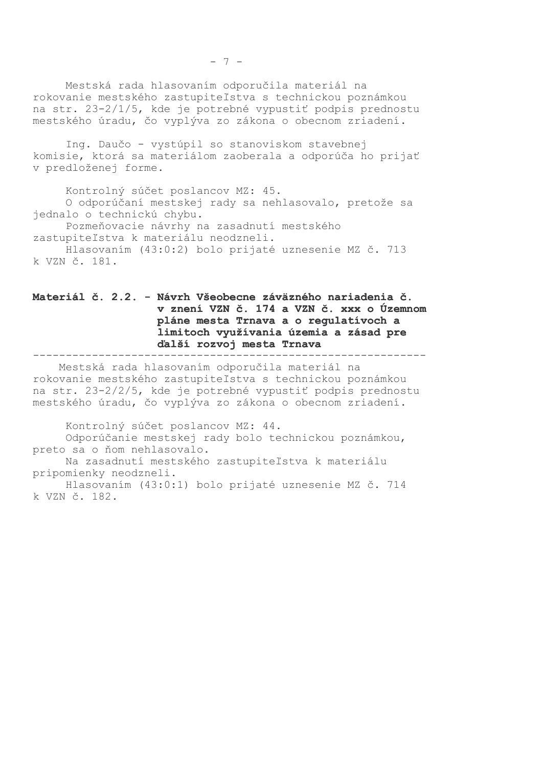Mestská rada hlasovaním odporučila materiál na rokovanie mestského zastupiteľstva s technickou poznámkou na str. 23-2/1/5, kde je potrebné vypustiť podpis prednostu mestského úradu, čo vyplýva zo zákona o obecnom zriadení.

Ing. Daučo - vystúpil so stanoviskom stavebnej komisie, ktorá sa materiálom zaoberala a odporúča ho prijať v predloženej forme.

Kontrolný súčet poslancov MZ: 45.
O odporúčaní mestskej rady sa nehlasovalo, pretože sa jednalo o technickú chybu.
Pozmeňovacie návrhy na zasadnutí mestského zastupiteľstva k materiálu neodzneli.
Hlasovaním (43:0:2) bolo prijaté uznesenie MZ č. 713 k VZN č. 181.

**Materiál č. 2.2. - Návrh Všeobecne záväzného nariadenia č. v znení VZN č. 174 a VZN č. xxx o Územnom pláne mesta Trnava a o regulatívoch a limitoch využívania územia a zásad pre ďalší rozvoj mesta Trnava**

---

Mestská rada hlasovaním odporučila materiál na rokovanie mestského zastupiteľstva s technickou poznámkou na str. 23-2/2/5, kde je potrebné vypustiť podpis prednostu mestského úradu, čo vyplýva zo zákona o obecnom zriadení.

Kontrolný súčet poslancov MZ: 44.
Odporúčanie mestskej rady bolo technickou poznámkou, preto sa o ňom nehlasovalo.
Na zasadnutí mestského zastupiteľstva k materiálu pripomienky neodzneli.
Hlasovaním (43:0:1) bolo prijaté uznesenie MZ č. 714 k VZN č. 182.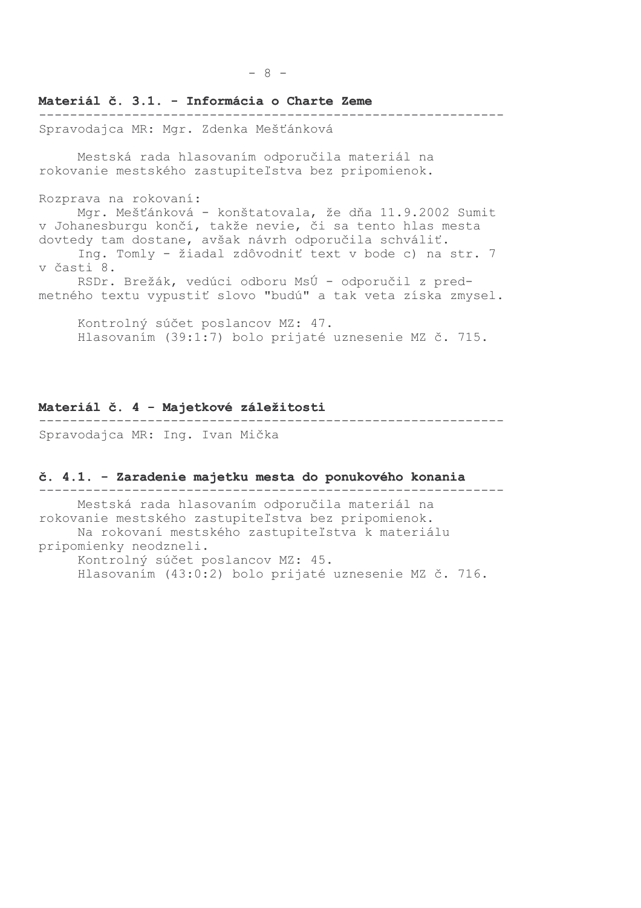**Materiál č. 3.1. - Informácia o Charte Zeme**

Spravodajca MR: Mgr. Zdenka Mešťánková

Mestská rada hlasovaním odporučila materiál na rokovanie mestského zastupiteľstva bez pripomienok.

Rozprava na rokovaní:

Mgr. Mešťánková - konštatovala, že dňa 11.9.2002 Sumit v Johanesburgu končí, takže nevie, či sa tento hlas mesta dovtedy tam dostane, avšak návrh odporučila schváliť.

Ing. Tomly - žiadal zdôvodniť text v bode c) na str. 7 v časti 8.

RSDr. Brežák, vedúci odboru MsÚ - odporučil z predmetného textu vypustiť slovo "budú" a tak veta získa zmysel.

Kontrolný súčet poslancov MZ: 47.
Hlasovaním (39:1:7) bolo prijaté uznesenie MZ č. 715.

**Materiál č. 4 - Majetkové záležitosti**

Spravodajca MR: Ing. Ivan Mička

**č. 4.1. - Zaradenie majetku mesta do ponukového konania**

Mestská rada hlasovaním odporučila materiál na rokovanie mestského zastupiteľstva bez pripomienok.

Na rokovaní mestského zastupiteľstva k materiálu pripomienky neodzneli.

Kontrolný súčet poslancov MZ: 45.
Hlasovaním (43:0:2) bolo prijaté uznesenie MZ č. 716.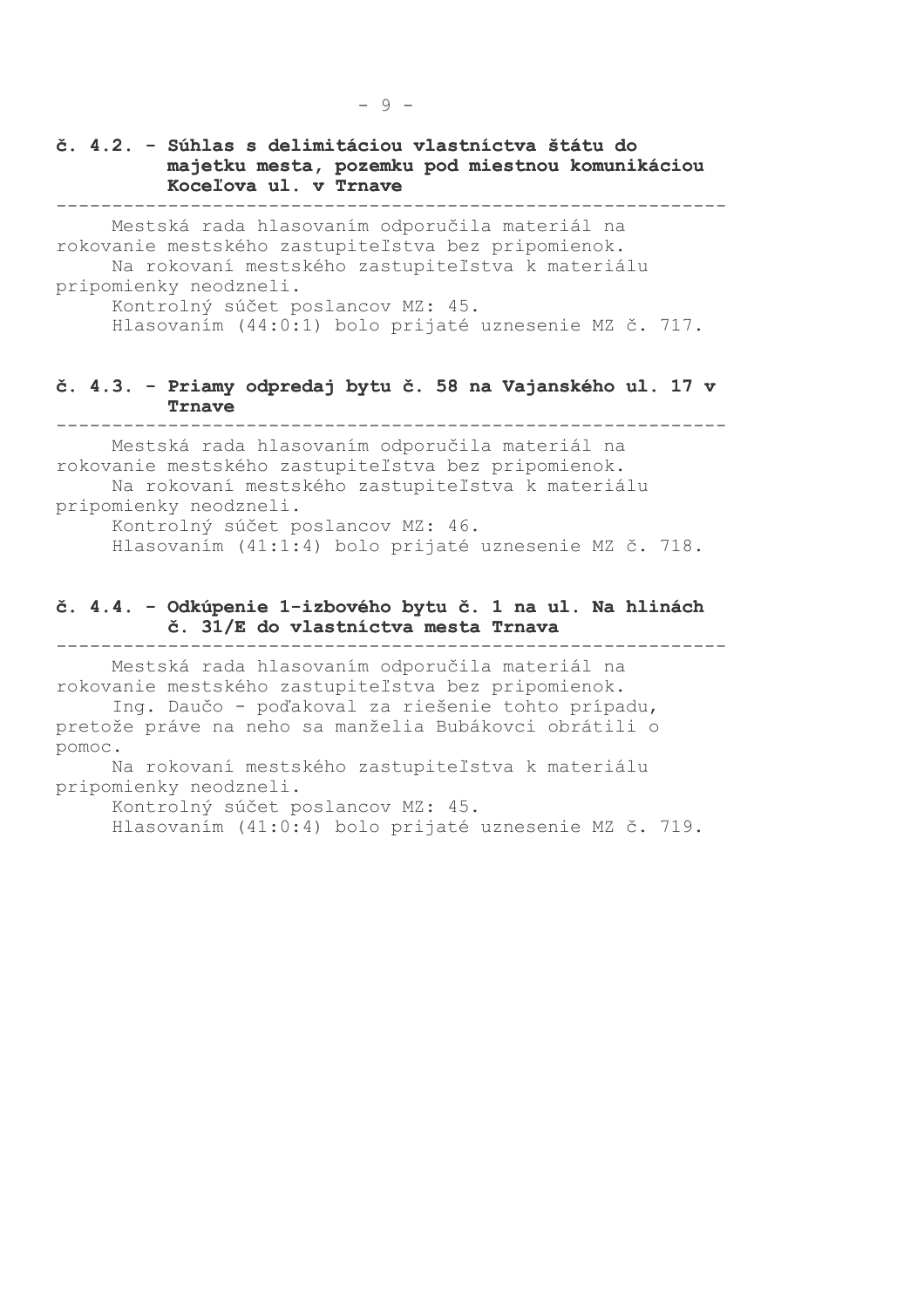### č. 4.2. - Súhlas s delimitáciou vlastníctva štátu do majetku mesta, pozemku pod miestnou komunikáciou Koceľova ul. v Trnave

Mestská rada hlasovaním odporučila materiál na rokovanie mestského zastupiteľstva bez pripomienok.

Na rokovaní mestského zastupiteľstva k materiálu pripomienky neodzneli.

Kontrolný súčet poslancov MZ: 45.

Hlasovaním (44:0:1) bolo prijaté uznesenie MZ č. 717.

### č. 4.3. - Priamy odpredaj bytu č. 58 na Vajanského ul. 17 v Trnave

Mestská rada hlasovaním odporučila materiál na rokovanie mestského zastupiteľstva bez pripomienok.

Na rokovaní mestského zastupiteľstva k materiálu pripomienky neodzneli.

Kontrolný súčet poslancov MZ: 46.

Hlasovaním (41:1:4) bolo prijaté uznesenie MZ č. 718.

### č. 4.4. - Odkúpenie 1-izbového bytu č. 1 na ul. Na hlinách č. 31/E do vlastníctva mesta Trnava

Mestská rada hlasovaním odporučila materiál na rokovanie mestského zastupiteľstva bez pripomienok.

Ing. Daučo - poďakoval za riešenie tohto prípadu, pretože práve na neho sa manželia Bubákovci obrátili o pomoc.

Na rokovaní mestského zastupiteľstva k materiálu pripomienky neodzneli.

Kontrolný súčet poslancov MZ: 45.

Hlasovaním (41:0:4) bolo prijaté uznesenie MZ č. 719.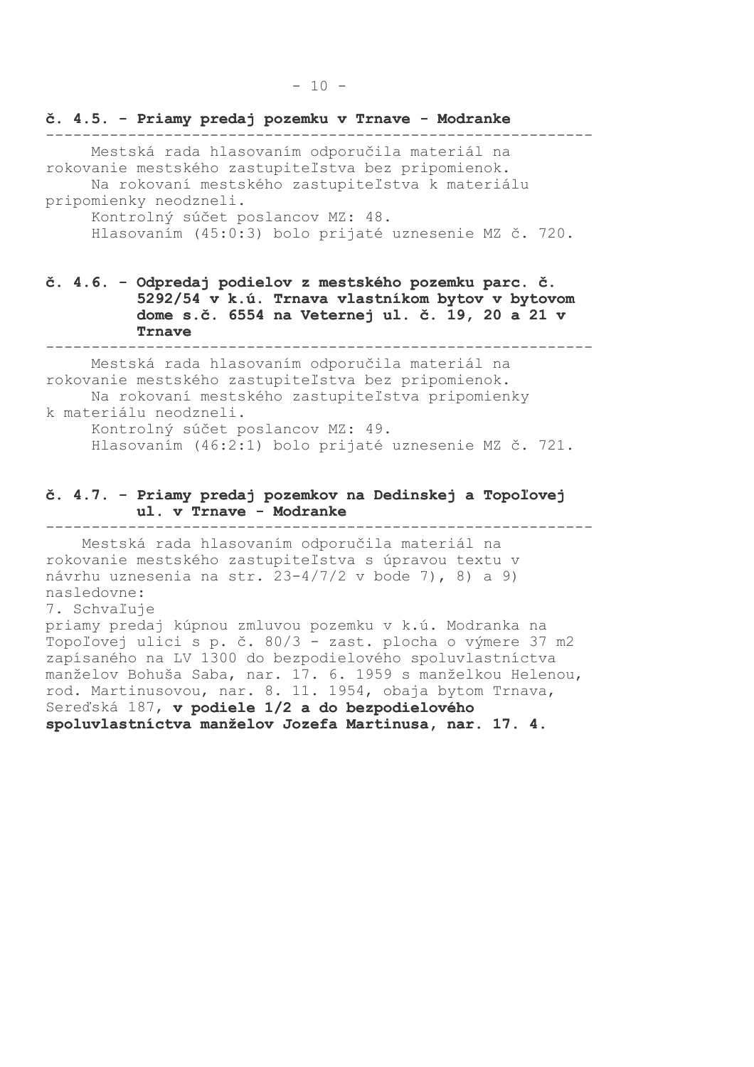### č. 4.5. - Priamy predaj pozemku v Trnave - Modranke

Mestská rada hlasovaním odporučila materiál na rokovanie mestského zastupiteľstva bez pripomienok.

Na rokovaní mestského zastupiteľstva k materiálu pripomienky neodzneli.

Kontrolný súčet poslancov MZ: 48.

Hlasovaním (45:0:3) bolo prijaté uznesenie MZ č. 720.

### č. 4.6. - Odpredaj podielov z mestského pozemku parc. č. 5292/54 v k.ú. Trnava vlastníkom bytov v bytovom dome s.č. 6554 na Veternej ul. č. 19, 20 a 21 v Trnave

Mestská rada hlasovaním odporučila materiál na rokovanie mestského zastupiteľstva bez pripomienok.

Na rokovaní mestského zastupiteľstva pripomienky k materiálu neodzneli.

Kontrolný súčet poslancov MZ: 49.

Hlasovaním (46:2:1) bolo prijaté uznesenie MZ č. 721.

### č. 4.7. - Priamy predaj pozemkov na Dedinskej a Topoľovej ul. v Trnave - Modranke

Mestská rada hlasovaním odporučila materiál na rokovanie mestského zastupiteľstva s úpravou textu v návrhu uznesenia na str. 23-4/7/2 v bode 7), 8) a 9) nasledovne:

7. Schvaľuje

priamy predaj kúpnou zmluvou pozemku v k.ú. Modranka na Topoľovej ulici s p. č. 80/3 - zast. plocha o výmere 37 m2 zapísaného na LV 1300 do bezpodielového spoluvlastníctva manželov Bohuša Saba, nar. 17. 6. 1959 s manželkou Helenou, rod. Martinusovou, nar. 8. 11. 1954, obaja bytom Trnava, Sereďská 187, **v podiele 1/2 a do bezpodielového spoluvlastníctva manželov Jozefa Martinusa, nar. 17. 4.**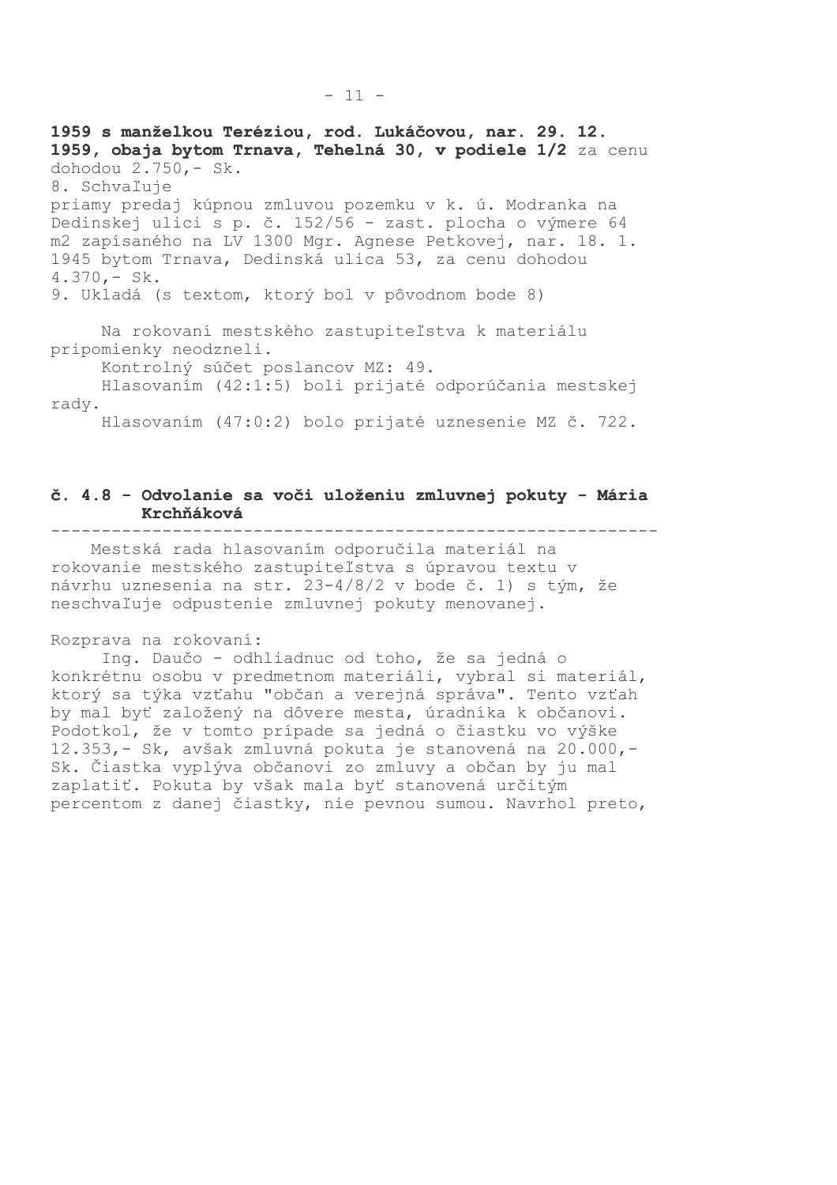**1959 s manželkou Teréziou, rod. Lukáčovou, nar. 29. 12. 1959, obaja bytom Trnava, Tehelná 30, v podiele 1/2** za cenu dohodou 2.750,- Sk.

8. Schvaľuje
priamy predaj kúpnou zmluvou pozemku v k. ú. Modranka na Dedinskej ulici s p. č. 152/56 - zast. plocha o výmere 64 m2 zapísaného na LV 1300 Mgr. Agnese Petkovej, nar. 18. 1. 1945 bytom Trnava, Dedinská ulica 53, za cenu dohodou 4.370,- Sk.

9. Ukladá (s textom, ktorý bol v pôvodnom bode 8)

Na rokovaní mestského zastupiteľstva k materiálu pripomienky neodzneli.

Kontrolný súčet poslancov MZ: 49.

Hlasovaním (42:1:5) boli prijaté odporúčania mestskej rady.

Hlasovaním (47:0:2) bolo prijaté uznesenie MZ č. 722.

## č. 4.8 - Odvolanie sa voči uloženiu zmluvnej pokuty - Mária Krchňáková

---

Mestská rada hlasovaním odporučila materiál na rokovanie mestského zastupiteľstva s úpravou textu v návrhu uznesenia na str. 23-4/8/2 v bode č. 1) s tým, že neschvaľuje odpustenie zmluvnej pokuty menovanej.

Rozprava na rokovaní:

Ing. Daučo - odhliadnuc od toho, že sa jedná o konkrétnu osobu v predmetnom materiáli, vybral si materiál, ktorý sa týka vzťahu "občan a verejná správa". Tento vzťah by mal byť založený na dôvere mesta, úradníka k občanovi. Podotkol, že v tomto prípade sa jedná o čiastku vo výške 12.353,- Sk, avšak zmluvná pokuta je stanovená na 20.000,- Sk. Čiastka vyplýva občanovi zo zmluvy a občan by ju mal zaplatiť. Pokuta by však mala byť stanovená určitým percentom z danej čiastky, nie pevnou sumou. Navrhol preto,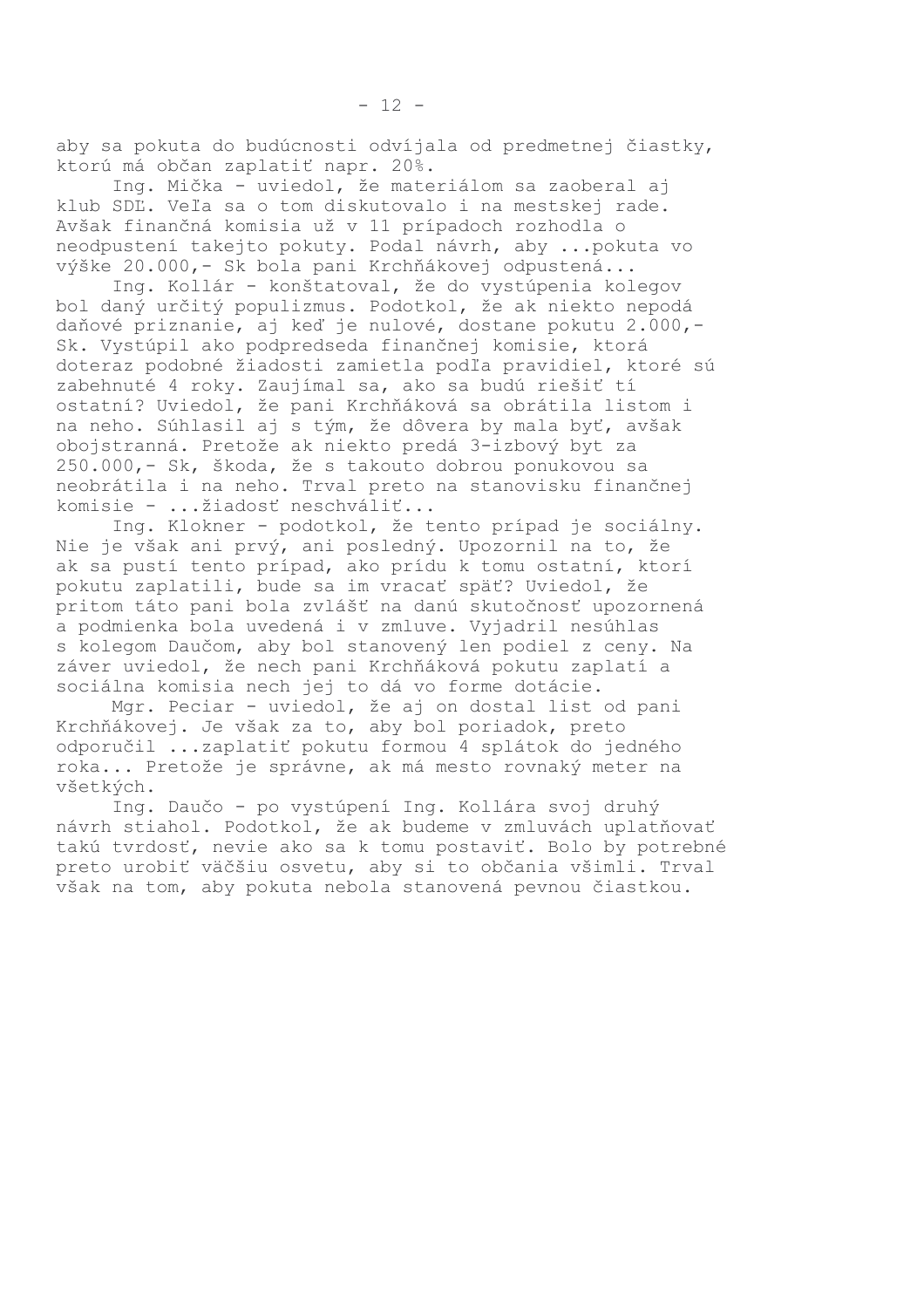aby sa pokuta do budúcnosti odvíjala od predmetnej čiastky, ktorú má občan zaplatiť napr. 20%.

Ing. Mička - uviedol, že materiálom sa zaoberal aj klub SDĽ. Veľa sa o tom diskutovalo i na mestskej rade. Avšak finančná komisia už v 11 prípadoch rozhodla o neodpustení takejto pokuty. Podal návrh, aby ...pokuta vo výške 20.000,- Sk bola pani Krchňákovej odpustená...

Ing. Kollár - konštatoval, že do vystúpenia kolegov bol daný určitý populizmus. Podotkol, že ak niekto nepodá daňové priznanie, aj keď je nulové, dostane pokutu 2.000,- Sk. Vystúpil ako podpredseda finančnej komisie, ktorá doteraz podobné žiadosti zamietla podľa pravidiel, ktoré sú zabehnuté 4 roky. Zaujímal sa, ako sa budú riešiť tí ostatní? Uviedol, že pani Krchňáková sa obrátila listom i na neho. Súhlasil aj s tým, že dôvera by mala byť, avšak obojstranná. Pretože ak niekto predá 3-izbový byt za 250.000,- Sk, škoda, že s takouto dobrou ponukovou sa neobrátila i na neho. Trval preto na stanovisku finančnej komisie - ...žiadosť neschváliť...

Ing. Klokner - podotkol, že tento prípad je sociálny. Nie je však ani prvý, ani posledný. Upozornil na to, že ak sa pustí tento prípad, ako prídu k tomu ostatní, ktorí pokutu zaplatili, bude sa im vracať späť? Uviedol, že pritom táto pani bola zvlášť na danú skutočnosť upozornená a podmienka bola uvedená i v zmluve. Vyjadril nesúhlas s kolegom Daučom, aby bol stanovený len podiel z ceny. Na záver uviedol, že nech pani Krchňáková pokutu zaplatí a sociálna komisia nech jej to dá vo forme dotácie.

Mgr. Peciar - uviedol, že aj on dostal list od pani Krchňákovej. Je však za to, aby bol poriadok, preto odporučil ...zaplatiť pokutu formou 4 splátok do jedného roka... Pretože je správne, ak má mesto rovnaký meter na všetkých.

Ing. Daučo - po vystúpení Ing. Kollára svoj druhý návrh stiahol. Podotkol, že ak budeme v zmluvách uplatňovať takú tvrdosť, nevie ako sa k tomu postaviť. Bolo by potrebné preto urobiť väčšiu osvetu, aby si to občania všimli. Trval však na tom, aby pokuta nebola stanovená pevnou čiastkou.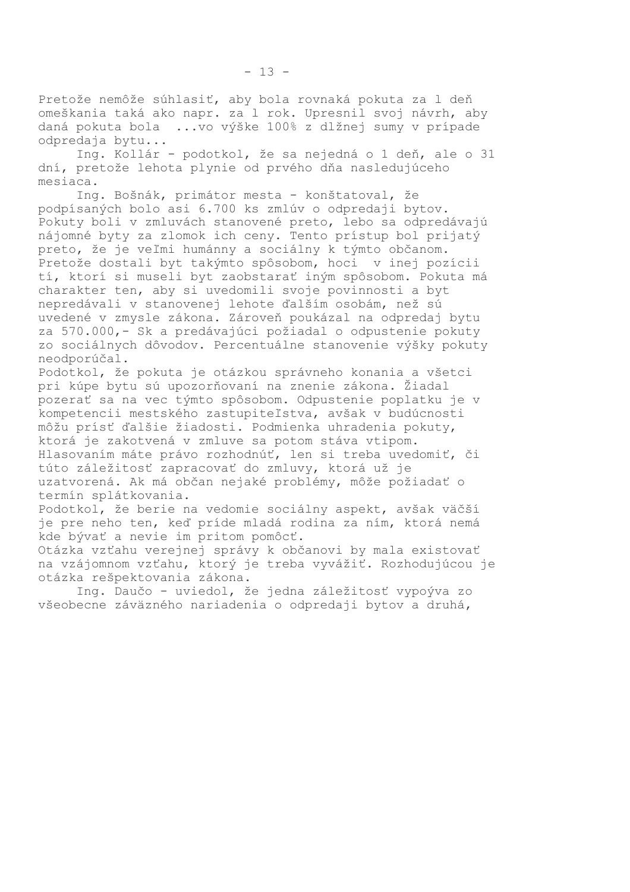Pretože nemôže súhlasiť, aby bola rovnaká pokuta za 1 deň omeškania taká ako napr. za 1 rok. Upresnil svoj návrh, aby daná pokuta bola ...vo výške 100% z dlžnej sumy v prípade odpredaja bytu...

Ing. Kollár - podotkol, že sa nejedná o 1 deň, ale o 31 dní, pretože lehota plynie od prvého dňa nasledujúceho mesiaca.

Ing. Bošnák, primátor mesta - konštatoval, že podpísaných bolo asi 6.700 ks zmlúv o odpredaji bytov. Pokuty boli v zmluvách stanovené preto, lebo sa odpredávajú nájomné byty za zlomok ich ceny. Tento prístup bol prijatý preto, že je veľmi humánny a sociálny k týmto občanom. Pretože dostali byt takýmto spôsobom, hoci v inej pozícii tí, ktorí si museli byt zaobstarať iným spôsobom. Pokuta má charakter ten, aby si uvedomili svoje povinnosti a byt nepredávali v stanovenej lehote ďalším osobám, než sú uvedené v zmysle zákona. Zároveň poukázal na odpredaj bytu za 570.000,- Sk a predávajúci požiadal o odpustenie pokuty zo sociálnych dôvodov. Percentuálne stanovenie výšky pokuty neodporúčal.

Podotkol, že pokuta je otázkou správneho konania a všetci pri kúpe bytu sú upozorňovaní na znenie zákona. Žiadal pozerať sa na vec týmto spôsobom. Odpustenie poplatku je v kompetencii mestského zastupiteľstva, avšak v budúcnosti môžu prísť ďalšie žiadosti. Podmienka uhradenia pokuty, ktorá je zakotvená v zmluve sa potom stáva vtipom. Hlasovaním máte právo rozhodnúť, len si treba uvedomiť, či túto záležitosť zapracovať do zmluvy, ktorá už je uzatvorená. Ak má občan nejaké problémy, môže požiadať o termín splátkovania.

Podotkol, že berie na vedomie sociálny aspekt, avšak väčší je pre neho ten, keď príde mladá rodina za ním, ktorá nemá kde bývať a nevie im pritom pomôcť.

Otázka vzťahu verejnej správy k občanovi by mala existovať na vzájomnom vzťahu, ktorý je treba vyvážiť. Rozhodujúcou je otázka rešpektovania zákona.

Ing. Daučo - uviedol, že jedna záležitosť vypoýva zo všeobecne záväzného nariadenia o odpredaji bytov a druhá,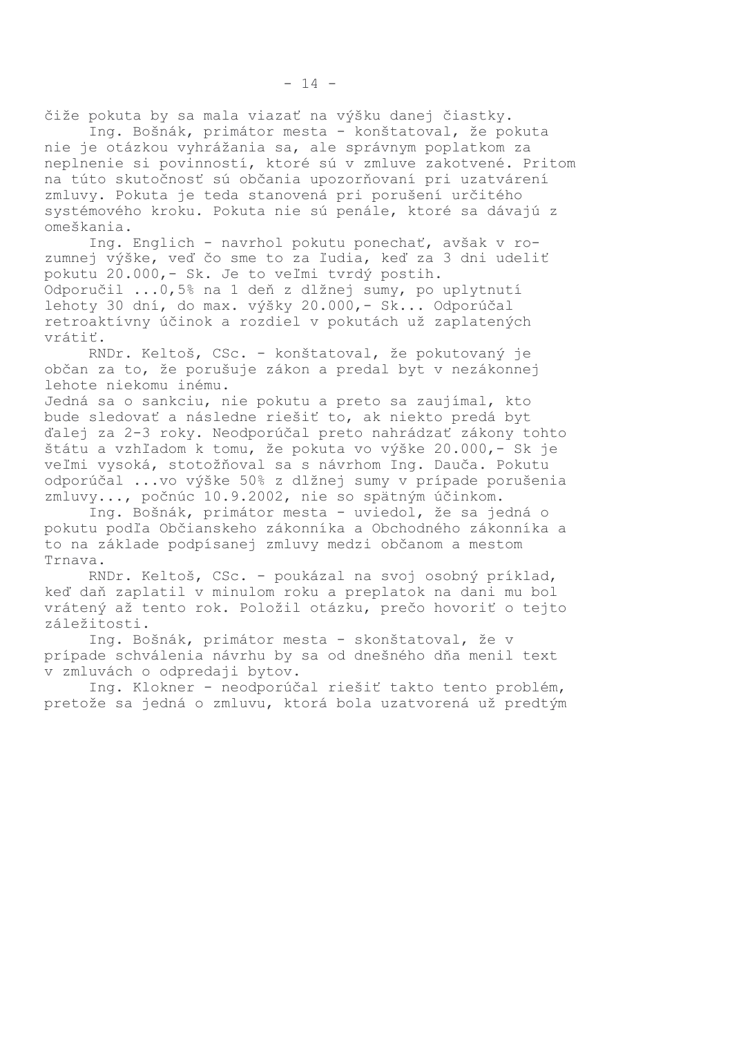čiže pokuta by sa mala viazať na výšku danej čiastky.

Ing. Bošnák, primátor mesta - konštatoval, že pokuta nie je otázkou vyhrážania sa, ale správnym poplatkom za neplnenie si povinností, ktoré sú v zmluve zakotvené. Pritom na túto skutočnosť sú občania upozorňovaní pri uzatváraní zmluvy. Pokuta je teda stanovená pri porušení určitého systémového kroku. Pokuta nie sú penále, ktoré sa dávajú z omeškania.

Ing. Englich - navrhol pokutu ponechať, avšak v rozumnej výške, veď čo sme to za ľudia, keď za 3 dni udeliť pokutu 20.000,- Sk. Je to veľmi tvrdý postih. Odporučil ...0,5% na 1 deň z dlžnej sumy, po uplynutí lehoty 30 dní, do max. výšky 20.000,- Sk... Odporúčal retroaktívny účinok a rozdiel v pokutách už zaplatených vrátiť.

RNDr. Keltoš, CSc. - konštatoval, že pokutovaný je občan za to, že porušuje zákon a predal byt v nezákonnej lehote niekomu inému.
Jedná sa o sankciu, nie pokutu a preto sa zaujímal, kto bude sledovať a následne riešiť to, ak niekto predá byt ďalej za 2-3 roky. Neodporúčal preto nahrádzať zákony tohto štátu a vzhľadom k tomu, že pokuta vo výške 20.000,- Sk je veľmi vysoká, stotožňoval sa s návrhom Ing. Dauča. Pokutu odporúčal ...vo výške 50% z dlžnej sumy v prípade porušenia zmluvy..., počnúc 10.9.2002, nie so spätným účinkom.

Ing. Bošnák, primátor mesta - uviedol, že sa jedná o pokutu podľa Občianskeho zákonníka a Obchodného zákonníka a to na základe podpísanej zmluvy medzi občanom a mestom Trnava.

RNDr. Keltoš, CSc. - poukázal na svoj osobný príklad, keď daň zaplatil v minulom roku a preplatok na dani mu bol vrátený až tento rok. Položil otázku, prečo hovoriť o tejto záležitosti.

Ing. Bošnák, primátor mesta - skonštatoval, že v prípade schválenia návrhu by sa od dnešného dňa menil text v zmluvách o odpredaji bytov.

Ing. Klokner - neodporúčal riešiť takto tento problém, pretože sa jedná o zmluvu, ktorá bola uzatvorená už predtým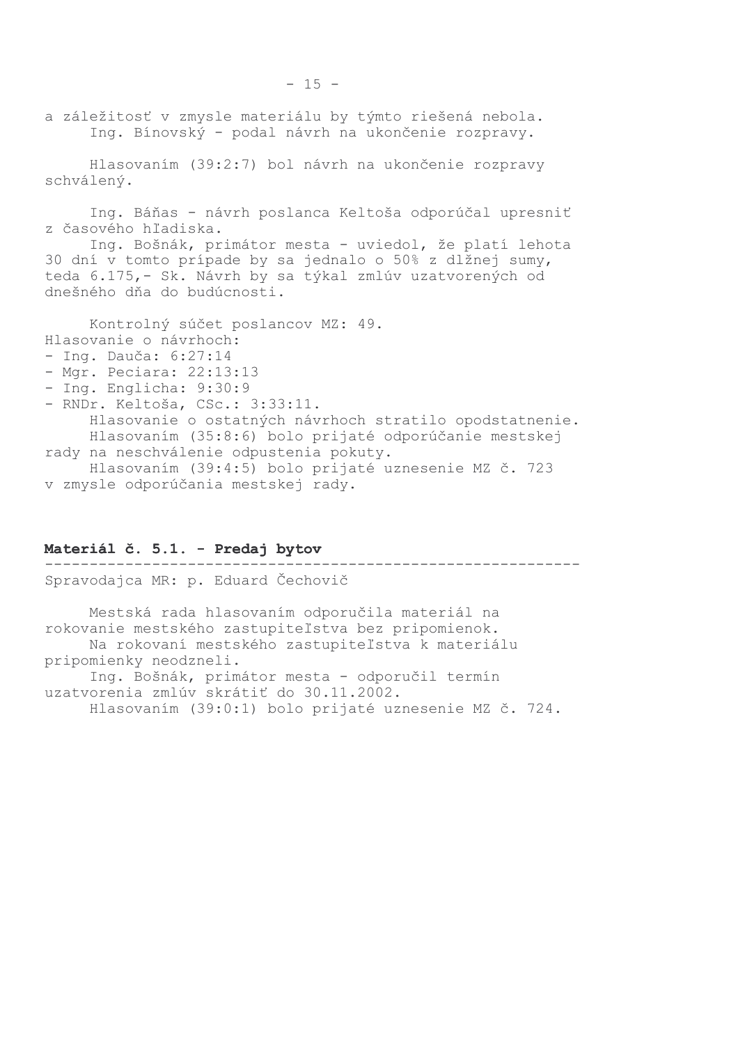a záležitosť v zmysle materiálu by týmto riešená nebola.
Ing. Bínovský - podal návrh na ukončenie rozpravy.

Hlasovaním (39:2:7) bol návrh na ukončenie rozpravy schválený.

Ing. Báňas - návrh poslanca Keltoša odporúčal upresniť z časového hľadiska.
Ing. Bošnák, primátor mesta - uviedol, že platí lehota 30 dní v tomto prípade by sa jednalo o 50% z dlžnej sumy, teda 6.175,- Sk. Návrh by sa týkal zmlúv uzatvorených od dnešného dňa do budúcnosti.

Kontrolný súčet poslancov MZ: 49.
Hlasovanie o návrhoch:
- Ing. Dauča: 6:27:14
- Mgr. Peciara: 22:13:13
- Ing. Englicha: 9:30:9
- RNDr. Keltoša, CSc.: 3:33:11.

Hlasovanie o ostatných návrhoch stratilo opodstatnenie.
Hlasovaním (35:8:6) bolo prijaté odporúčanie mestskej rady na neschválenie odpustenia pokuty.
Hlasovaním (39:4:5) bolo prijaté uznesenie MZ č. 723 v zmysle odporúčania mestskej rady.

**Materiál č. 5.1. - Predaj bytov**

---

Spravodajca MR: p. Eduard Čechovič

Mestská rada hlasovaním odporučila materiál na rokovanie mestského zastupiteľstva bez pripomienok.
Na rokovaní mestského zastupiteľstva k materiálu pripomienky neodzneli.
Ing. Bošnák, primátor mesta - odporučil termín uzatvorenia zmlúv skrátiť do 30.11.2002.
Hlasovaním (39:0:1) bolo prijaté uznesenie MZ č. 724.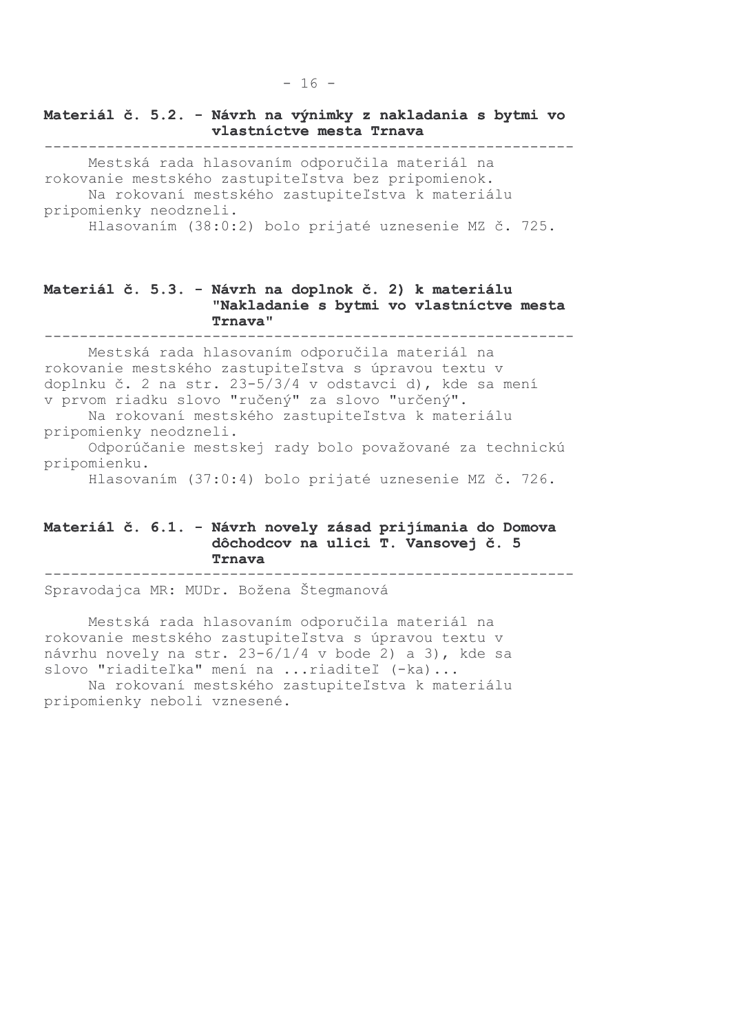**Materiál č. 5.2. - Návrh na výnimky z nakladania s bytmi vo vlastníctve mesta Trnava**

---

Mestská rada hlasovaním odporučila materiál na rokovanie mestského zastupiteľstva bez pripomienok.
Na rokovaní mestského zastupiteľstva k materiálu pripomienky neodzneli.
Hlasovaním (38:0:2) bolo prijaté uznesenie MZ č. 725.

**Materiál č. 5.3. - Návrh na doplnok č. 2) k materiálu "Nakladanie s bytmi vo vlastníctve mesta Trnava"**

---

Mestská rada hlasovaním odporučila materiál na rokovanie mestského zastupiteľstva s úpravou textu v doplnku č. 2 na str. 23-5/3/4 v odstavci d), kde sa mení v prvom riadku slovo "ručený" za slovo "určený".
Na rokovaní mestského zastupiteľstva k materiálu pripomienky neodzneli.
Odporúčanie mestskej rady bolo považované za technickú pripomienku.
Hlasovaním (37:0:4) bolo prijaté uznesenie MZ č. 726.

**Materiál č. 6.1. - Návrh novely zásad prijímania do Domova dôchodcov na ulici T. Vansovej č. 5 Trnava**

---

Spravodajca MR: MUDr. Božena Štegmanová

Mestská rada hlasovaním odporučila materiál na rokovanie mestského zastupiteľstva s úpravou textu v návrhu novely na str. 23-6/1/4 v bode 2) a 3), kde sa slovo "riaditeľka" mení na ...riaditeľ (-ka)...
Na rokovaní mestského zastupiteľstva k materiálu pripomienky neboli vznesené.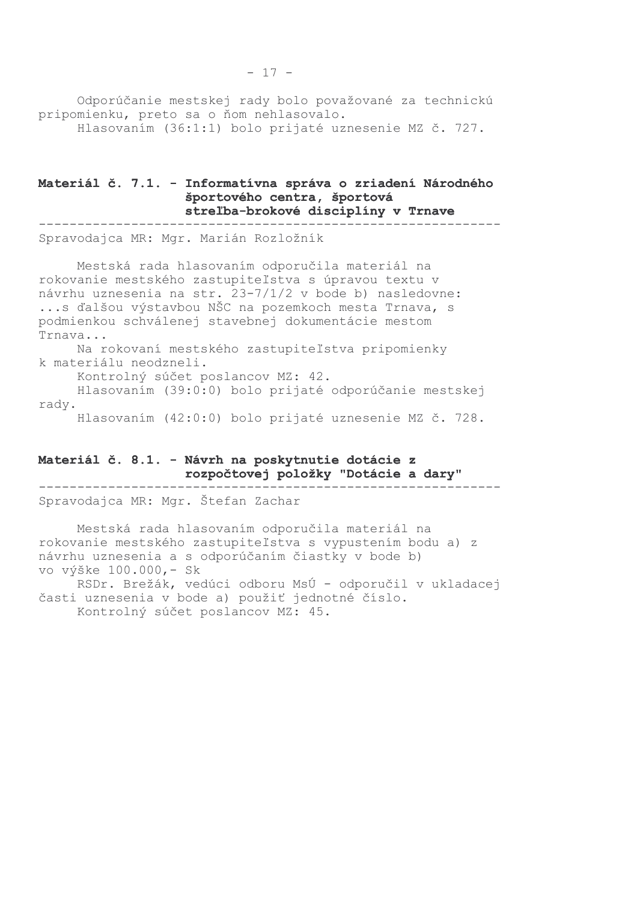Odporúčanie mestskej rady bolo považované za technickú pripomienku, preto sa o ňom nehlasovalo.

Hlasovaním (36:1:1) bolo prijaté uznesenie MZ č. 727.

## Materiál č. 7.1. - Informatívna správa o zriadení Národného športového centra, športová streľba-brokové disciplíny v Trnave

Spravodajca MR: Mgr. Marián Rozložník

Mestská rada hlasovaním odporučila materiál na rokovanie mestského zastupiteľstva s úpravou textu v návrhu uznesenia na str. 23-7/1/2 v bode b) nasledovne: ...s ďalšou výstavbou NŠC na pozemkoch mesta Trnava, s podmienkou schválenej stavebnej dokumentácie mestom Trnava...

Na rokovaní mestského zastupiteľstva pripomienky k materiálu neodzneli.

Kontrolný súčet poslancov MZ: 42.

Hlasovaním (39:0:0) bolo prijaté odporúčanie mestskej rady.

Hlasovaním (42:0:0) bolo prijaté uznesenie MZ č. 728.

## Materiál č. 8.1. - Návrh na poskytnutie dotácie z rozpočtovej položky "Dotácie a dary"

Spravodajca MR: Mgr. Štefan Zachar

Mestská rada hlasovaním odporučila materiál na rokovanie mestského zastupiteľstva s vypustením bodu a) z návrhu uznesenia a s odporúčaním čiastky v bode b) vo výške 100.000,- Sk

RSDr. Brežák, vedúci odboru MsÚ - odporučil v ukladacej časti uznesenia v bode a) použiť jednotné číslo.

Kontrolný súčet poslancov MZ: 45.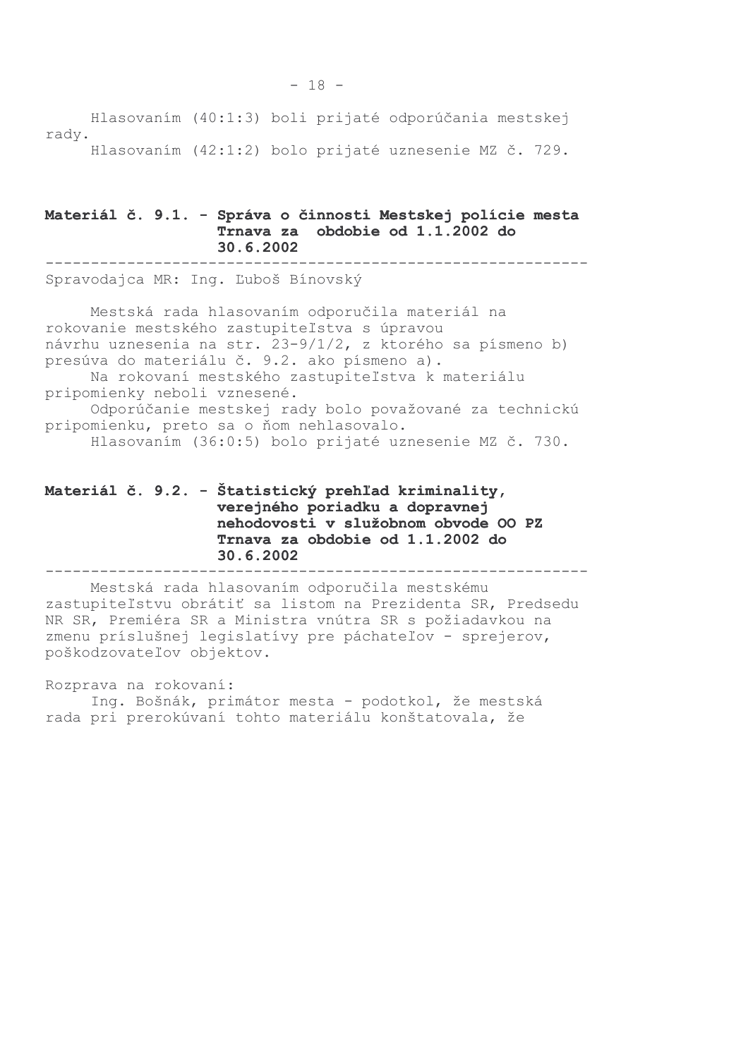Hlasovaním (40:1:3) boli prijaté odporúčania mestskej rady.

Hlasovaním (42:1:2) bolo prijaté uznesenie MZ č. 729.

**Materiál č. 9.1. - Správa o činnosti Mestskej polície mesta Trnava za obdobie od 1.1.2002 do 30.6.2002**

---

Spravodajca MR: Ing. Ľuboš Bínovský

Mestská rada hlasovaním odporučila materiál na rokovanie mestského zastupiteľstva s úpravou návrhu uznesenia na str. 23-9/1/2, z ktorého sa písmeno b) presúva do materiálu č. 9.2. ako písmeno a).

Na rokovaní mestského zastupiteľstva k materiálu pripomienky neboli vznesené.

Odporúčanie mestskej rady bolo považované za technickú pripomienku, preto sa o ňom nehlasovalo.

Hlasovaním (36:0:5) bolo prijaté uznesenie MZ č. 730.

**Materiál č. 9.2. - Štatistický prehľad kriminality, verejného poriadku a dopravnej nehodovosti v služobnom obvode OO PZ Trnava za obdobie od 1.1.2002 do 30.6.2002**

---

Mestská rada hlasovaním odporučila mestskému zastupiteľstvu obrátiť sa listom na Prezidenta SR, Predsedu NR SR, Premiéra SR a Ministra vnútra SR s požiadavkou na zmenu príslušnej legislatívy pre páchateľov - sprejerov, poškodzovateľov objektov.

Rozprava na rokovaní:

Ing. Bošnák, primátor mesta - podotkol, že mestská rada pri prerokúvaní tohto materiálu konštatovala, že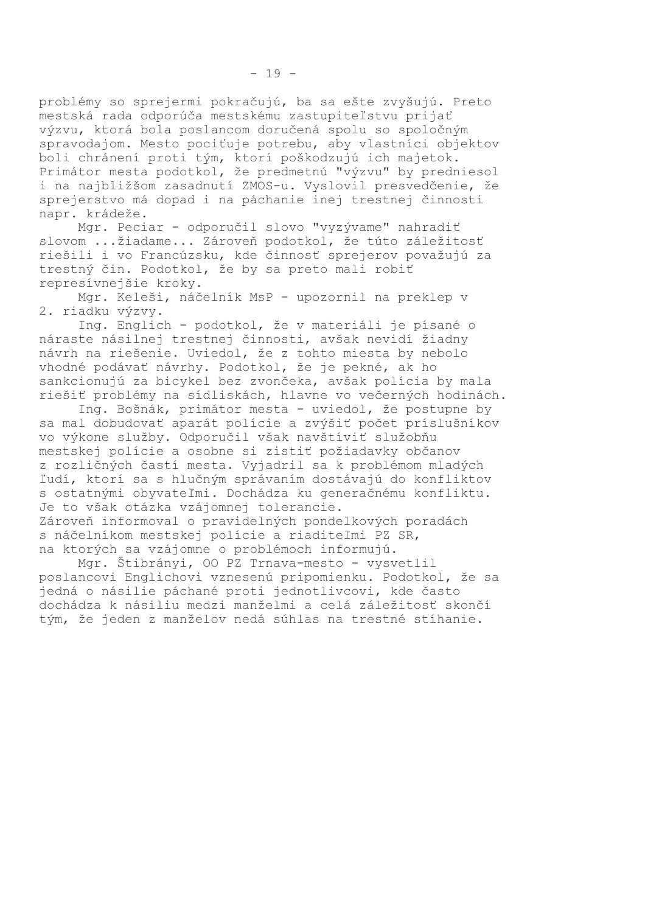problémy so sprejermi pokračujú, ba sa ešte zvyšujú. Preto mestská rada odporúča mestskému zastupiteľstvu prijať výzvu, ktorá bola poslancom doručená spolu so spoločným spravodajom. Mesto pociťuje potrebu, aby vlastníci objektov boli chránení proti tým, ktorí poškodzujú ich majetok. Primátor mesta podotkol, že predmetnú "výzvu" by predniesol i na najbližšom zasadnutí ZMOS-u. Vyslovil presvedčenie, že sprejerstvo má dopad i na páchanie inej trestnej činnosti napr. krádeže.

Mgr. Peciar - odporučil slovo "vyzývame" nahradiť slovom ...žiadame... Zároveň podotkol, že túto záležitosť riešili i vo Francúzsku, kde činnosť sprejerov považujú za trestný čin. Podotkol, že by sa preto mali robiť represívnejšie kroky.

Mgr. Keleši, náčelník MsP - upozornil na preklep v 2. riadku výzvy.

Ing. Englich - podotkol, že v materiáli je písané o náraste násilnej trestnej činnosti, avšak nevidí žiadny návrh na riešenie. Uviedol, že z tohto miesta by nebolo vhodné podávať návrhy. Podotkol, že je pekné, ak ho sankcionujú za bicykel bez zvončeka, avšak polícia by mala riešiť problémy na sídliskách, hlavne vo večerných hodinách.

Ing. Bošnák, primátor mesta - uviedol, že postupne by sa mal dobudovať aparát polície a zvýšiť počet príslušníkov vo výkone služby. Odporučil však navštíviť služobňu mestskej polície a osobne si zistiť požiadavky občanov z rozličných častí mesta. Vyjadril sa k problémom mladých ľudí, ktorí sa s hlučným správaním dostávajú do konfliktov s ostatnými obyvateľmi. Dochádza ku generačnému konfliktu. Je to však otázka vzájomnej tolerancie.
Zároveň informoval o pravidelných pondelkových poradách s náčelníkom mestskej polície a riaditeľmi PZ SR, na ktorých sa vzájomne o problémoch informujú.

Mgr. Štibrányi, OO PZ Trnava-mesto - vysvetlil poslancovi Englichovi vznesenú pripomienku. Podotkol, že sa jedná o násilie páchané proti jednotlivcovi, kde často dochádza k násiliu medzi manželmi a celá záležitosť skončí tým, že jeden z manželov nedá súhlas na trestné stíhanie.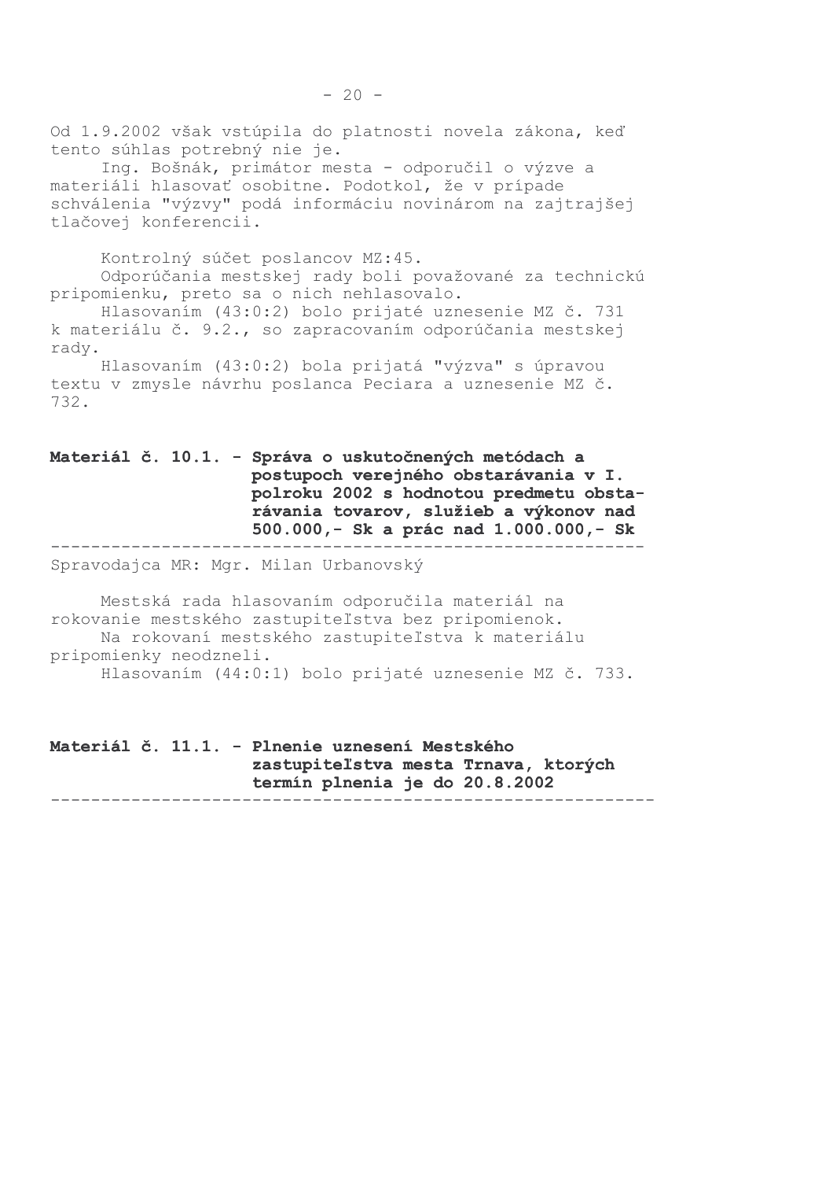Od 1.9.2002 však vstúpila do platnosti novela zákona, keď tento súhlas potrebný nie je.

Ing. Bošnák, primátor mesta - odporučil o výzve a materiáli hlasovať osobitne. Podotkol, že v prípade schválenia "výzvy" podá informáciu novinárom na zajtrajšej tlačovej konferencii.

Kontrolný súčet poslancov MZ:45.

Odporúčania mestskej rady boli považované za technickú pripomienku, preto sa o nich nehlasovalo.

Hlasovaním (43:0:2) bolo prijaté uznesenie MZ č. 731 k materiálu č. 9.2., so zapracovaním odporúčania mestskej rady.

Hlasovaním (43:0:2) bola prijatá "výzva" s úpravou textu v zmysle návrhu poslanca Peciara a uznesenie MZ č. 732.

**Materiál č. 10.1. - Správa o uskutočnených metódach a postupoch verejného obstarávania v I. polroku 2002 s hodnotou predmetu obstarávania tovarov, služieb a výkonov nad 500.000,- Sk a prác nad 1.000.000,- Sk**

---

Spravodajca MR: Mgr. Milan Urbanovský

Mestská rada hlasovaním odporučila materiál na rokovanie mestského zastupiteľstva bez pripomienok.

Na rokovaní mestského zastupiteľstva k materiálu pripomienky neodzneli.

Hlasovaním (44:0:1) bolo prijaté uznesenie MZ č. 733.

**Materiál č. 11.1. - Plnenie uznesení Mestského zastupiteľstva mesta Trnava, ktorých termín plnenia je do 20.8.2002**

---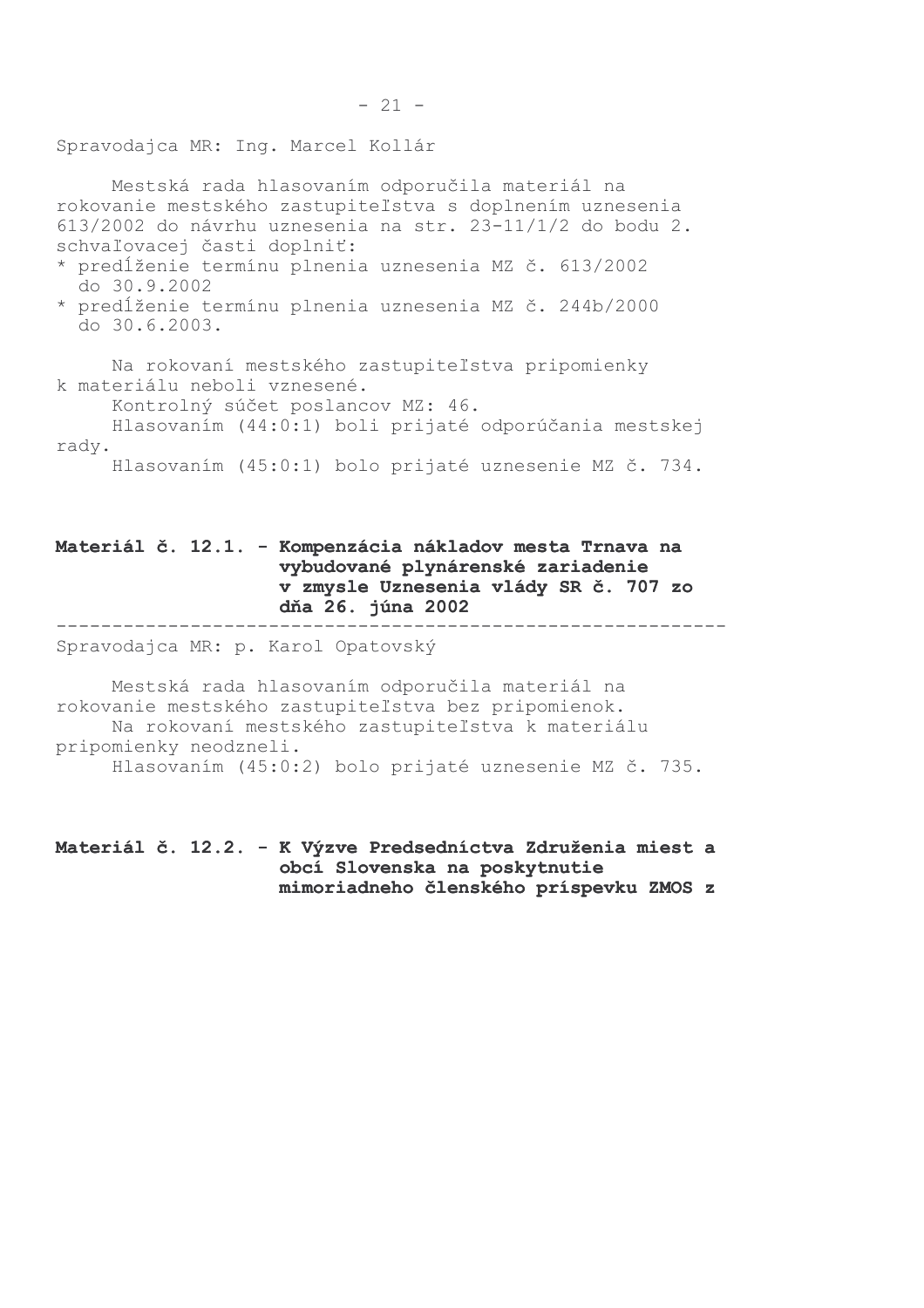Spravodajca MR: Ing. Marcel Kollár

Mestská rada hlasovaním odporučila materiál na rokovanie mestského zastupiteľstva s doplnením uznesenia 613/2002 do návrhu uznesenia na str. 23-11/1/2 do bodu 2. schvaľovacej časti doplniť:

* predĺženie termínu plnenia uznesenia MZ č. 613/2002 do 30.9.2002
* predĺženie termínu plnenia uznesenia MZ č. 244b/2000 do 30.6.2003.

Na rokovaní mestského zastupiteľstva pripomienky k materiálu neboli vznesené.

Kontrolný súčet poslancov MZ: 46.

Hlasovaním (44:0:1) boli prijaté odporúčania mestskej rady.

Hlasovaním (45:0:1) bolo prijaté uznesenie MZ č. 734.

**Materiál č. 12.1. - Kompenzácia nákladov mesta Trnava na vybudované plynárenské zariadenie v zmysle Uznesenia vlády SR č. 707 zo dňa 26. júna 2002**

Spravodajca MR: p. Karol Opatovský

Mestská rada hlasovaním odporučila materiál na rokovanie mestského zastupiteľstva bez pripomienok.

Na rokovaní mestského zastupiteľstva k materiálu pripomienky neodzneli.

Hlasovaním (45:0:2) bolo prijaté uznesenie MZ č. 735.

**Materiál č. 12.2. - K Výzve Predsedníctva Združenia miest a obcí Slovenska na poskytnutie mimoriadneho členského príspevku ZMOS z**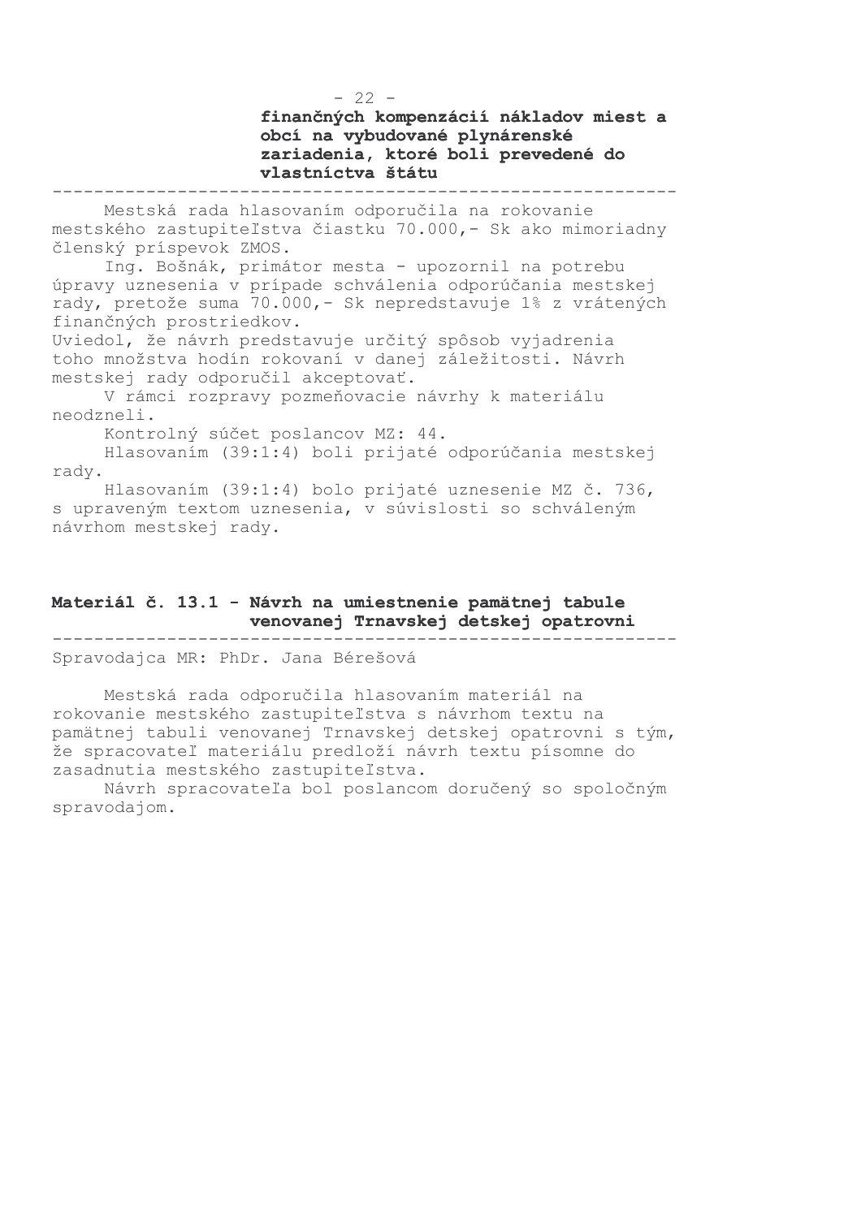**finančných kompenzácií nákladov miest a obcí na vybudované plynárenské zariadenia, ktoré boli prevedené do vlastníctva štátu**

---

Mestská rada hlasovaním odporučila na rokovanie mestského zastupiteľstva čiastku 70.000,- Sk ako mimoriadny členský príspevok ZMOS.

Ing. Bošnák, primátor mesta - upozornil na potrebu úpravy uznesenia v prípade schválenia odporúčania mestskej rady, pretože suma 70.000,- Sk nepredstavuje 1% z vrátených finančných prostriedkov.
Uviedol, že návrh predstavuje určitý spôsob vyjadrenia toho množstva hodín rokovaní v danej záležitosti. Návrh mestskej rady odporučil akceptovať.

V rámci rozpravy pozmeňovacie návrhy k materiálu neodzneli.

Kontrolný súčet poslancov MZ: 44.

Hlasovaním (39:1:4) boli prijaté odporúčania mestskej rady.

Hlasovaním (39:1:4) bolo prijaté uznesenie MZ č. 736, s upraveným textom uznesenia, v súvislosti so schváleným návrhom mestskej rady.

## Materiál č. 13.1 - Návrh na umiestnenie pamätnej tabule venovanej Trnavskej detskej opatrovni

---

Spravodajca MR: PhDr. Jana Bérešová

Mestská rada odporučila hlasovaním materiál na rokovanie mestského zastupiteľstva s návrhom textu na pamätnej tabuli venovanej Trnavskej detskej opatrovni s tým, že spracovateľ materiálu predloží návrh textu písomne do zasadnutia mestského zastupiteľstva.

Návrh spracovateľa bol poslancom doručený so spoločným spravodajom.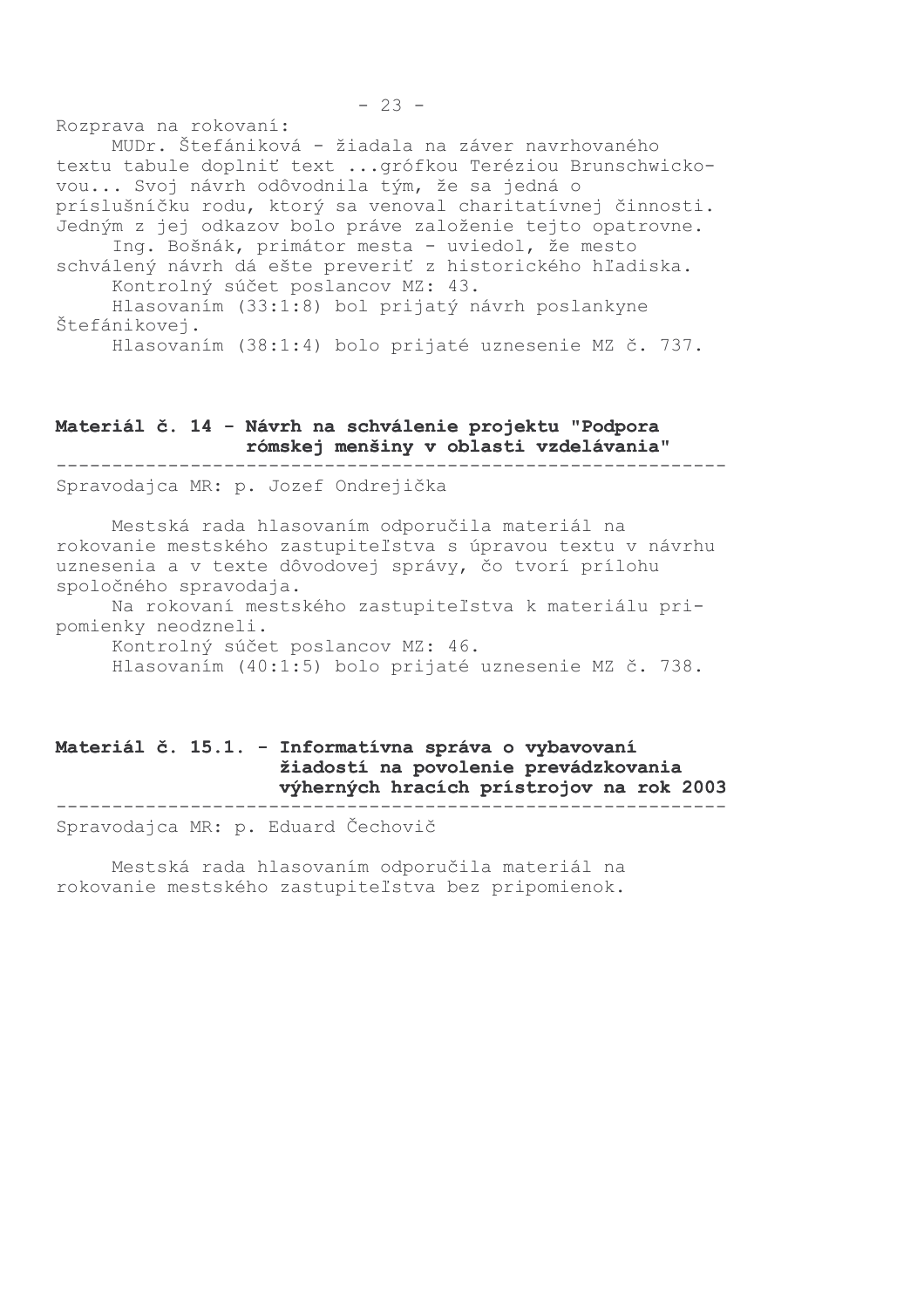Rozprava na rokovaní:

MUDr. Štefániková - žiadala na záver navrhovaného textu tabule doplniť text ...grófkou Tereziou Brunschwickovou... Svoj návrh odôvodnila tým, že sa jedná o príslušníčku rodu, ktorý sa venoval charitatívnej činnosti. Jedným z jej odkazov bolo práve založenie tejto opatrovne.

Ing. Bošnák, primátor mesta - uviedol, že mesto schválený návrh dá ešte preveriť z historického hľadiska.

Kontrolný súčet poslancov MZ: 43.

Hlasovaním (33:1:8) bol prijatý návrh poslankyne Štefánikovej.

Hlasovaním (38:1:4) bolo prijaté uznesenie MZ č. 737.

## Materiál č. 14 - Návrh na schválenie projektu "Podpora rómskej menšiny v oblasti vzdelávania"

Spravodajca MR: p. Jozef Ondrejička

Mestská rada hlasovaním odporučila materiál na rokovanie mestského zastupiteľstva s úpravou textu v návrhu uznesenia a v texte dôvodovej správy, čo tvorí prílohu spoločného spravodaja.

Na rokovaní mestského zastupiteľstva k materiálu pripomienky neodzneli.

Kontrolný súčet poslancov MZ: 46.

Hlasovaním (40:1:5) bolo prijaté uznesenie MZ č. 738.

## Materiál č. 15.1. - Informatívna správa o vybavovaní žiadostí na povolenie prevádzkovania výherných hracích prístrojov na rok 2003

Spravodajca MR: p. Eduard Čechovič

Mestská rada hlasovaním odporučila materiál na rokovanie mestského zastupiteľstva bez pripomienok.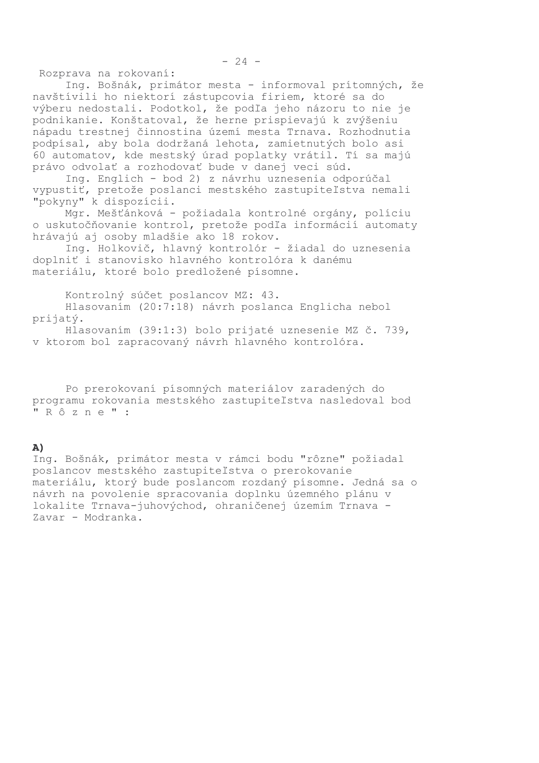Rozprava na rokovaní:

Ing. Bošnák, primátor mesta - informoval prítomných, že navštívili ho niektorí zástupcovia firiem, ktoré sa do výberu nedostali. Podotkol, že podľa jeho názoru to nie je podnikanie. Konštatoval, že herne prispievajú k zvýšeniu nápadu trestnej činnostina území mesta Trnava. Rozhodnutia podpísal, aby bola dodržaná lehota, zamietnutých bolo asi 60 automatov, kde mestský úrad poplatky vrátil. Tí sa majú právo odvolať a rozhodovať bude v danej veci súd.

Ing. Englich - bod 2) z návrhu uznesenia odporúčal vypustiť, pretože poslanci mestského zastupiteľstva nemali "pokyny" k dispozícii.

Mgr. Mešťánková - požiadala kontrolné orgány, políciu o uskutočňovanie kontrol, pretože podľa informácií automaty hrávajú aj osoby mladšie ako 18 rokov.

Ing. Holkovič, hlavný kontrolór - žiadal do uznesenia doplniť i stanovisko hlavného kontrolóra k danému materiálu, ktoré bolo predložené písomne.

Kontrolný súčet poslancov MZ: 43.

Hlasovaním (20:7:18) návrh poslanca Englicha nebol prijatý.

Hlasovaním (39:1:3) bolo prijaté uznesenie MZ č. 739, v ktorom bol zapracovaný návrh hlavného kontrolóra.

Po prerokovaní písomných materiálov zaradených do programu rokovania mestského zastupiteľstva nasledoval bod " R ô z n e " :

**A)**

Ing. Bošnák, primátor mesta v rámci bodu "rôzne" požiadal poslancov mestského zastupiteľstva o prerokovanie materiálu, ktorý bude poslancom rozdaný písomne. Jedná sa o návrh na povolenie spracovania doplnku územného plánu v lokalite Trnava-juhovýchod, ohraničenej územím Trnava - Zavar - Modranka.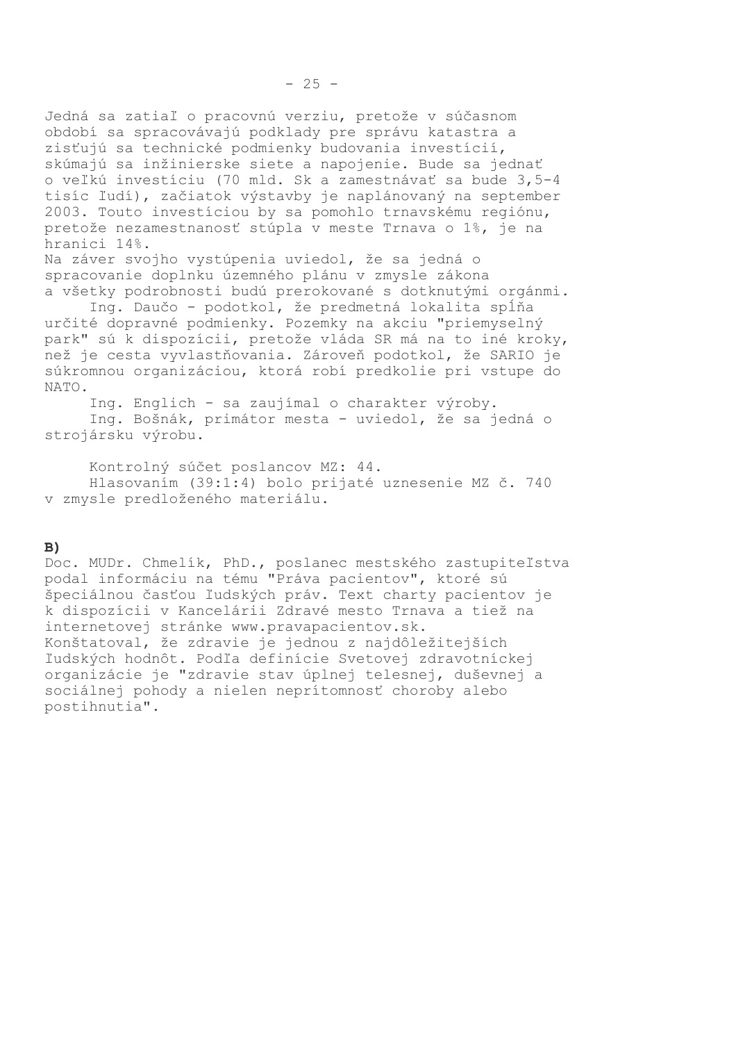Jedná sa zatiaľ o pracovnú verziu, pretože v súčasnom období sa spracovávajú podklady pre správu katastra a zisťujú sa technické podmienky budovania investícií, skúmajú sa inžinierske siete a napojenie. Bude sa jednať o veľkú investíciu (70 mld. Sk a zamestnávať sa bude 3,5-4 tisíc ľudí), začiatok výstavby je naplánovaný na september 2003. Touto investíciou by sa pomohlo trnavskému regiónu, pretože nezamestnanosť stúpla v meste Trnava o 1%, je na hranici 14%.
Na záver svojho vystúpenia uviedol, že sa jedná o spracovanie doplnku územného plánu v zmysle zákona a všetky podrobnosti budú prerokované s dotknutými orgánmi.

Ing. Daučo - podotkol, že predmetná lokalita spĺňa určité dopravné podmienky. Pozemky na akciu "priemyselný park" sú k dispozícii, pretože vláda SR má na to iné kroky, než je cesta vyvlastňovania. Zároveň podotkol, že SARIO je súkromnou organizáciou, ktorá robí predkolie pri vstupe do NATO.

Ing. Englich - sa zaujímal o charakter výroby.

Ing. Bošnák, primátor mesta - uviedol, že sa jedná o strojársku výrobu.

Kontrolný súčet poslancov MZ: 44.

Hlasovaním (39:1:4) bolo prijaté uznesenie MZ č. 740 v zmysle predloženého materiálu.

**B)**

Doc. MUDr. Chmelík, PhD., poslanec mestského zastupiteľstva podal informáciu na tému "Práva pacientov", ktoré sú špeciálnou časťou ľudských práv. Text charty pacientov je k dispozícii v Kancelárii Zdravé mesto Trnava a tiež na internetovej stránke www.pravapacientov.sk.
Konštatoval, že zdravie je jednou z najdôležitejších ľudských hodnôt. Podľa definície Svetovej zdravotníckej organizácie je "zdravie stav úplnej telesnej, duševnej a sociálnej pohody a nielen neprítomnosť choroby alebo postihnutia".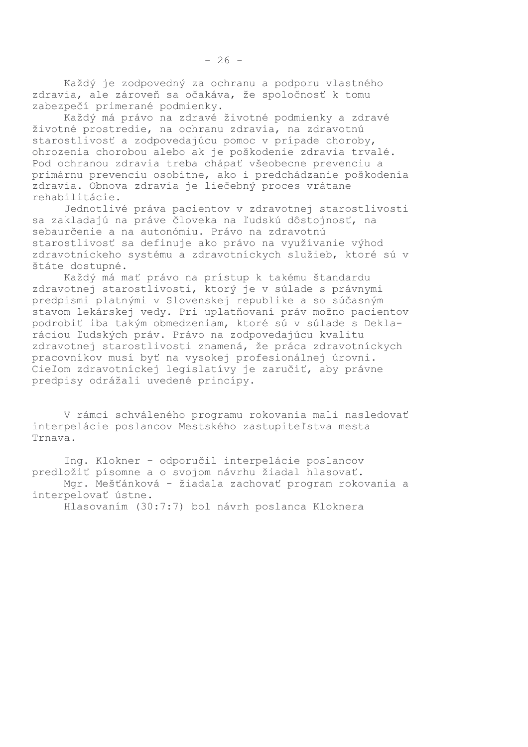Každý je zodpovedný za ochranu a podporu vlastného zdravia, ale zároveň sa očakáva, že spoločnosť k tomu zabezpečí primerané podmienky.

Každý má právo na zdravé životné podmienky a zdravé životné prostredie, na ochranu zdravia, na zdravotnú starostlivosť a zodpovedajúcu pomoc v prípade choroby, ohrozenia chorobou alebo ak je poškodenie zdravia trvalé. Pod ochranou zdravia treba chápať všeobecne prevenciu a primárnu prevenciu osobitne, ako i predchádzanie poškodenia zdravia. Obnova zdravia je liečebný proces vrátane rehabilitácie.

Jednotlivé práva pacientov v zdravotnej starostlivosti sa zakladajú na práve človeka na ľudskú dôstojnosť, na sebaurčenie a na autonómiu. Právo na zdravotnú starostlivosť sa definuje ako právo na využívanie výhod zdravotníckeho systému a zdravotníckych služieb, ktoré sú v štáte dostupné.

Každý má mať právo na prístup k takému štandardu zdravotnej starostlivosti, ktorý je v súlade s právnymi predpismi platnými v Slovenskej republike a so súčasným stavom lekárskej vedy. Pri uplatňovaní práv možno pacientov podrobiť iba takým obmedzeniam, ktoré sú v súlade s Deklaráciou ľudských práv. Právo na zodpovedajúcu kvalitu zdravotnej starostlivosti znamená, že práca zdravotníckych pracovníkov musí byť na vysokej profesionálnej úrovni. Cieľom zdravotníckej legislatívy je zaručiť, aby právne predpisy odrážali uvedené princípy.

V rámci schváleného programu rokovania mali nasledovať interpelácie poslancov Mestského zastupiteľstva mesta Trnava.

Ing. Klokner - odporučil interpelácie poslancov predložiť písomne a o svojom návrhu žiadal hlasovať.

Mgr. Mešťánková - žiadala zachovať program rokovania a interpelovať ústne.

Hlasovaním (30:7:7) bol návrh poslanca Kloknera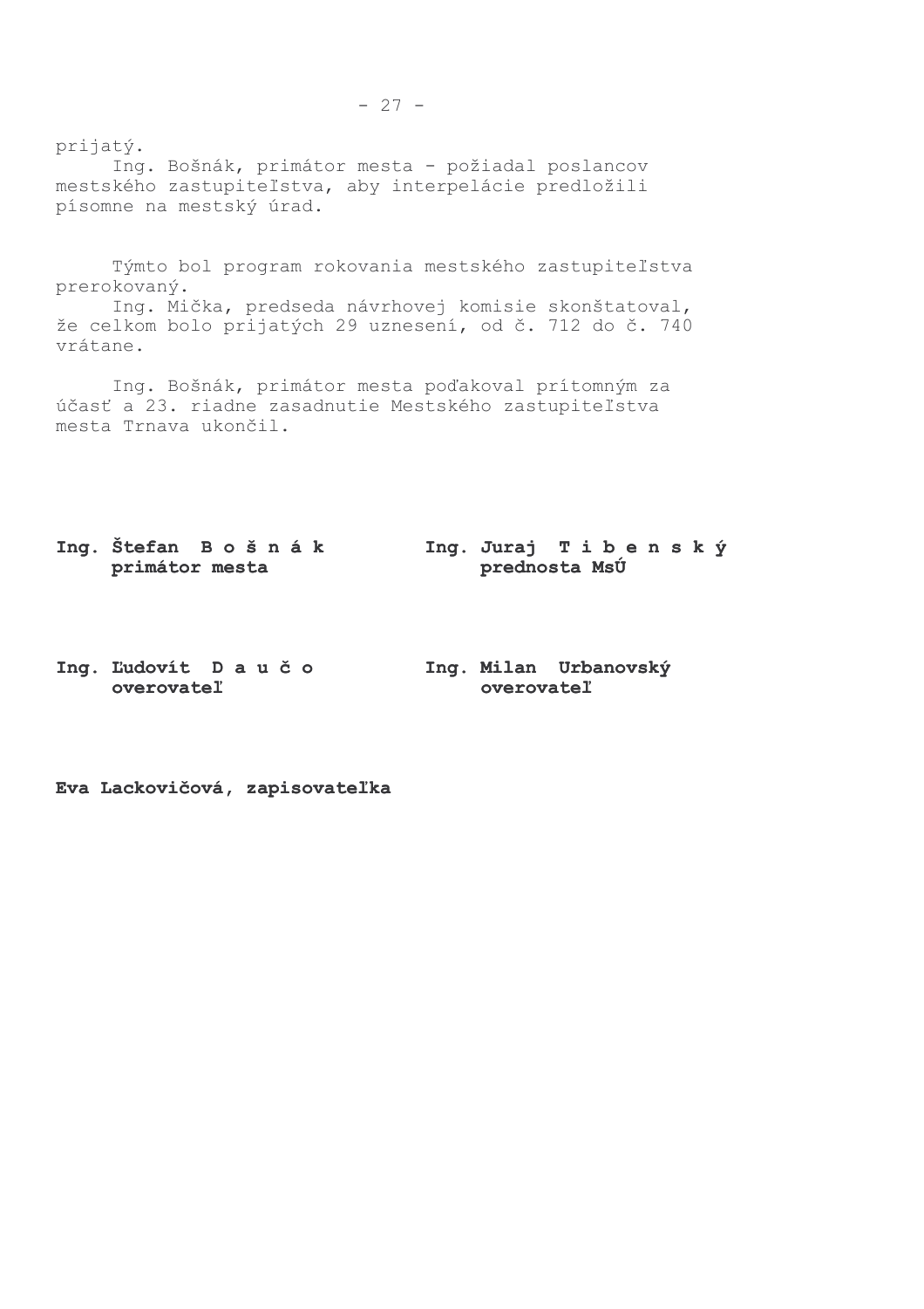prijatý.

Ing. Bošnák, primátor mesta - požiadal poslancov mestského zastupiteľstva, aby interpelácie predložili písomne na mestský úrad.

Týmto bol program rokovania mestského zastupiteľstva prerokovaný.

Ing. Mička, predseda návrhovej komisie skonštatoval, že celkom bolo prijatých 29 uznesení, od č. 712 do č. 740 vrátane.

Ing. Bošnák, primátor mesta poďakoval prítomným za účasť a 23. riadne zasadnutie Mestského zastupiteľstva mesta Trnava ukončil.

**Ing. Štefan B o š n á k**
**primátor mesta**

**Ing. Juraj T i b e n s k ý**
**prednosta MsÚ**

**Ing. Ľudovít D a u č o**
**overovateľ**

**Ing. Milan Urbanovský**
**overovateľ**

**Eva Lackovičová, zapisovateľka**